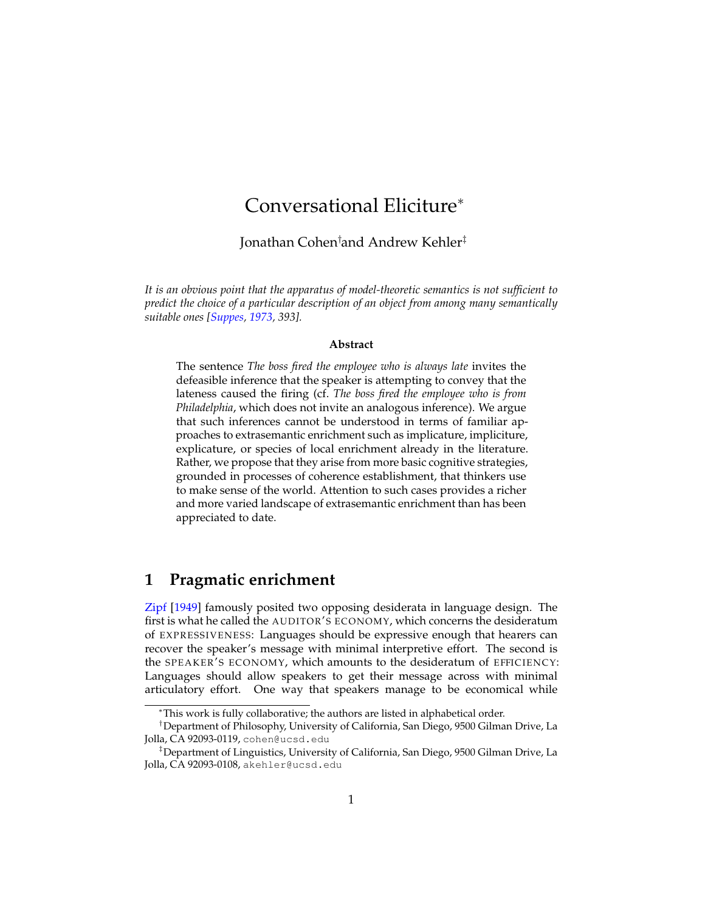# Conversational Eliciture*

Jonathan Cohen[†] and Andrew Kehler[‡]

*It is an obvious point that the apparatus of model-theoretic semantics is not sufficient to predict the choice of a particular description of an object from among many semantically suitable ones [Suppes, 1973, 393].*

**Abstract**

The sentence *The boss fired the employee who is always late* invites the defeasible inference that the speaker is attempting to convey that the lateness caused the firing (cf. *The boss fired the employee who is from Philadelphia*, which does not invite an analogous inference). We argue that such inferences cannot be understood in terms of familiar approaches to extrasemantic enrichment such as implicature, impliciture, explicature, or species of local enrichment already in the literature. Rather, we propose that they arise from more basic cognitive strategies, grounded in processes of coherence establishment, that thinkers use to make sense of the world. Attention to such cases provides a richer and more varied landscape of extrasemantic enrichment than has been appreciated to date.

## 1 Pragmatic enrichment

Zipf [1949] famously posited two opposing desiderata in language design. The first is what he called the AUDITOR'S ECONOMY, which concerns the desideratum of EXPRESSIVENESS: Languages should be expressive enough that hearers can recover the speaker's message with minimal interpretive effort. The second is the SPEAKER'S ECONOMY, which amounts to the desideratum of EFFICIENCY: Languages should allow speakers to get their message across with minimal articulatory effort. One way that speakers manage to be economical while

---

*This work is fully collaborative; the authors are listed in alphabetical order.

[†]Department of Philosophy, University of California, San Diego, 9500 Gilman Drive, La Jolla, CA 92093-0119, cohen@ucsd.edu

[‡]Department of Linguistics, University of California, San Diego, 9500 Gilman Drive, La Jolla, CA 92093-0108, akehler@ucsd.edu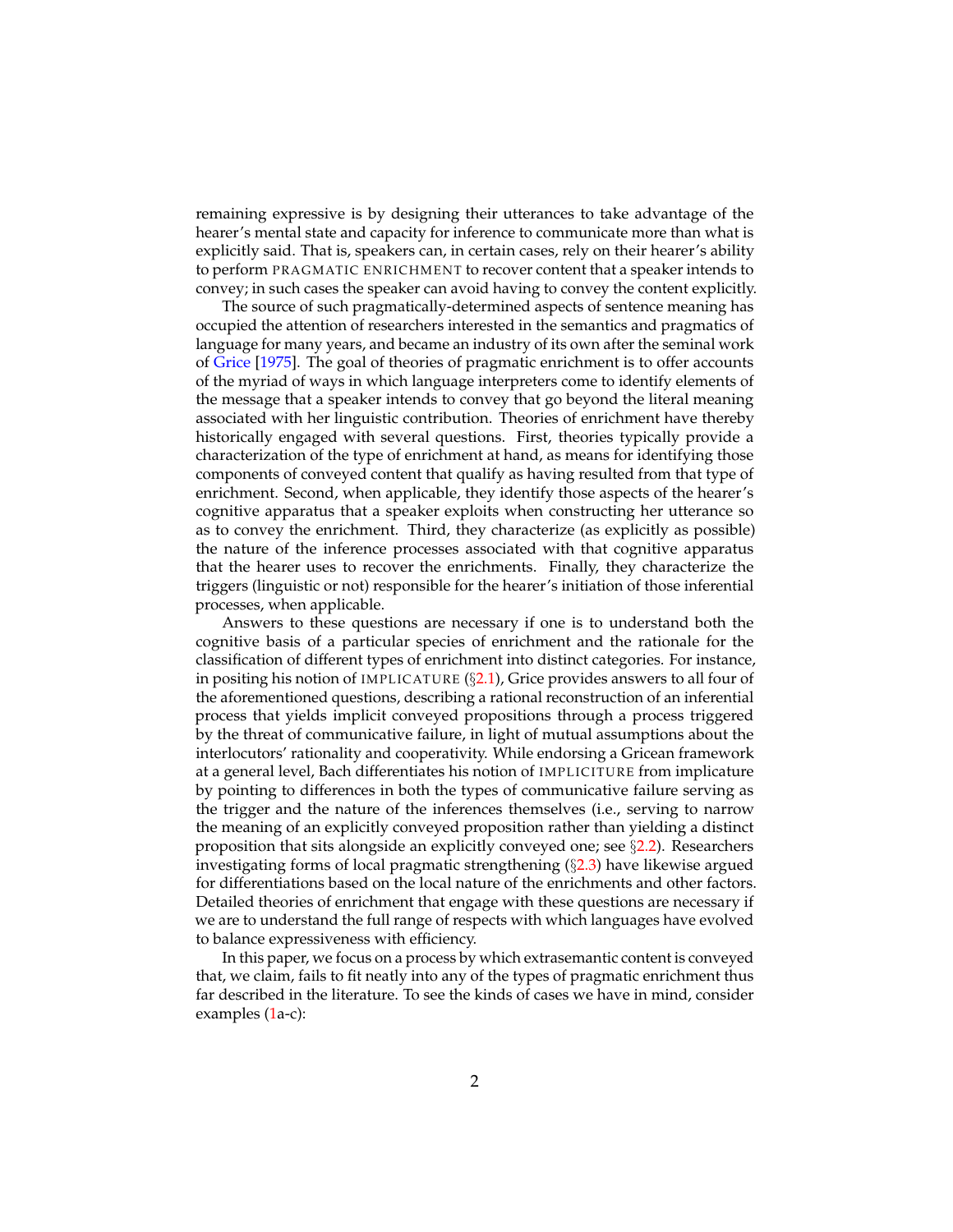remaining expressive is by designing their utterances to take advantage of the hearer's mental state and capacity for inference to communicate more than what is explicitly said. That is, speakers can, in certain cases, rely on their hearer's ability to perform PRAGMATIC ENRICHMENT to recover content that a speaker intends to convey; in such cases the speaker can avoid having to convey the content explicitly.

The source of such pragmatically-determined aspects of sentence meaning has occupied the attention of researchers interested in the semantics and pragmatics of language for many years, and became an industry of its own after the seminal work of Grice [1975]. The goal of theories of pragmatic enrichment is to offer accounts of the myriad of ways in which language interpreters come to identify elements of the message that a speaker intends to convey that go beyond the literal meaning associated with her linguistic contribution. Theories of enrichment have thereby historically engaged with several questions. First, theories typically provide a characterization of the type of enrichment at hand, as means for identifying those components of conveyed content that qualify as having resulted from that type of enrichment. Second, when applicable, they identify those aspects of the hearer's cognitive apparatus that a speaker exploits when constructing her utterance so as to convey the enrichment. Third, they characterize (as explicitly as possible) the nature of the inference processes associated with that cognitive apparatus that the hearer uses to recover the enrichments. Finally, they characterize the triggers (linguistic or not) responsible for the hearer's initiation of those inferential processes, when applicable.

Answers to these questions are necessary if one is to understand both the cognitive basis of a particular species of enrichment and the rationale for the classification of different types of enrichment into distinct categories. For instance, in positing his notion of IMPLICATURE (§2.1), Grice provides answers to all four of the aforementioned questions, describing a rational reconstruction of an inferential process that yields implicit conveyed propositions through a process triggered by the threat of communicative failure, in light of mutual assumptions about the interlocutors' rationality and cooperativity. While endorsing a Gricean framework at a general level, Bach differentiates his notion of IMPLICITURE from implicature by pointing to differences in both the types of communicative failure serving as the trigger and the nature of the inferences themselves (i.e., serving to narrow the meaning of an explicitly conveyed proposition rather than yielding a distinct proposition that sits alongside an explicitly conveyed one; see §2.2). Researchers investigating forms of local pragmatic strengthening (§2.3) have likewise argued for differentiations based on the local nature of the enrichments and other factors. Detailed theories of enrichment that engage with these questions are necessary if we are to understand the full range of respects with which languages have evolved to balance expressiveness with efficiency.

In this paper, we focus on a process by which extrasemantic content is conveyed that, we claim, fails to fit neatly into any of the types of pragmatic enrichment thus far described in the literature. To see the kinds of cases we have in mind, consider examples (1a-c):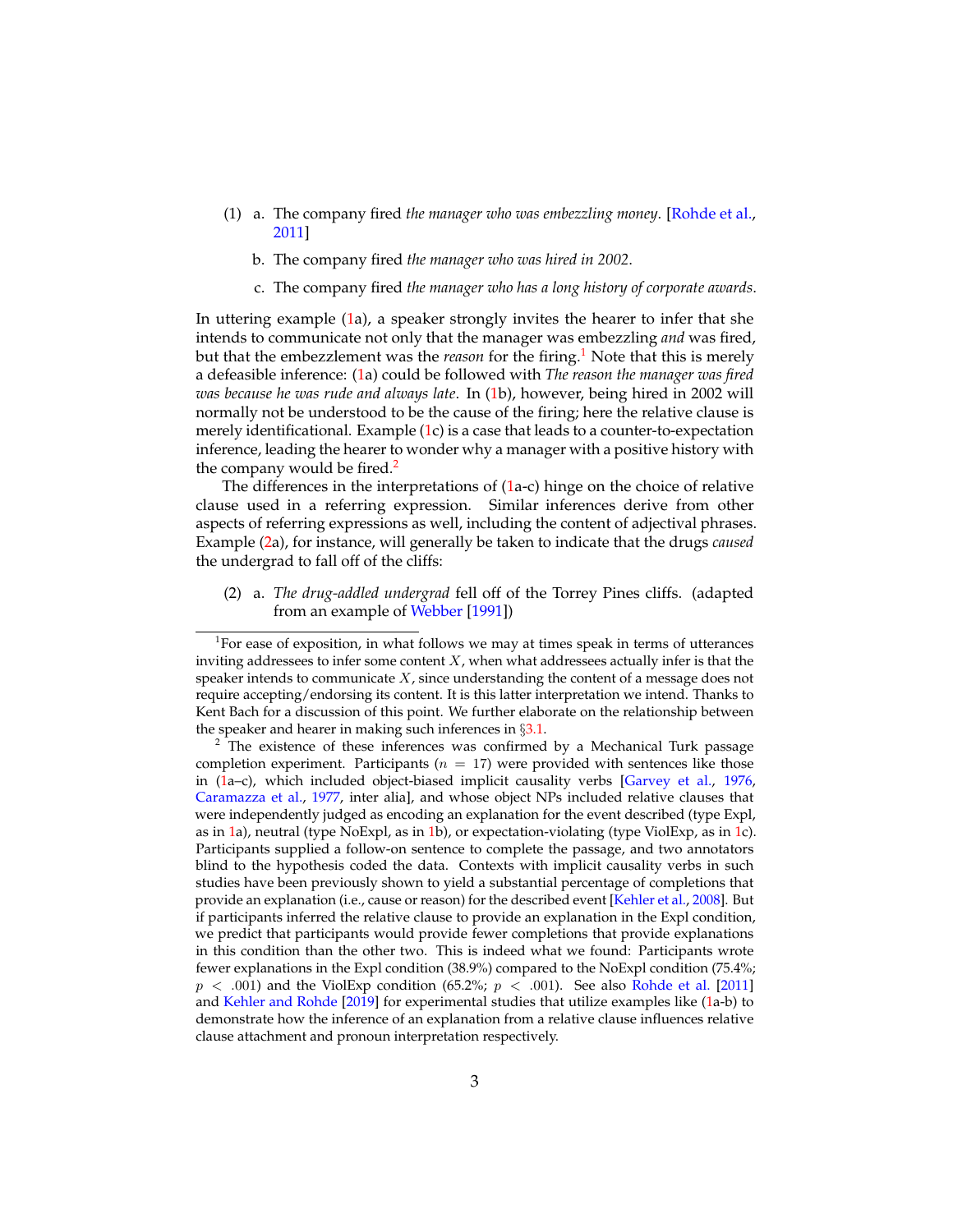(1) a. The company fired *the manager who was embezzling money*. [Rohde et al., 2011]

b. The company fired *the manager who was hired in 2002*.

c. The company fired *the manager who has a long history of corporate awards*.

In uttering example (1a), a speaker strongly invites the hearer to infer that she intends to communicate not only that the manager was embezzling *and* was fired, but that the embezzlement was the *reason* for the firing.[1] Note that this is merely a defeasible inference: (1a) could be followed with *The reason the manager was fired was because he was rude and always late*. In (1b), however, being hired in 2002 will normally not be understood to be the cause of the firing; here the relative clause is merely identificational. Example (1c) is a case that leads to a counter-to-expectation inference, leading the hearer to wonder why a manager with a positive history with the company would be fired.[2]

The differences in the interpretations of (1a-c) hinge on the choice of relative clause used in a referring expression. Similar inferences derive from other aspects of referring expressions as well, including the content of adjectival phrases. Example (2a), for instance, will generally be taken to indicate that the drugs *caused* the undergrad to fall off of the cliffs:

(2) a. *The drug-addled undergrad* fell off of the Torrey Pines cliffs. (adapted from an example of Webber [1991])

---

[1] For ease of exposition, in what follows we may at times speak in terms of utterances inviting addressees to infer some content $X$, when what addressees actually infer is that the speaker intends to communicate $X$, since understanding the content of a message does not require accepting/endorsing its content. It is this latter interpretation we intend. Thanks to Kent Bach for a discussion of this point. We further elaborate on the relationship between the speaker and hearer in making such inferences in §3.1.

[2] The existence of these inferences was confirmed by a Mechanical Turk passage completion experiment. Participants ($n = 17$) were provided with sentences like those in (1a–c), which included object-biased implicit causality verbs [Garvey et al., 1976, Caramazza et al., 1977, inter alia], and whose object NPs included relative clauses that were independently judged as encoding an explanation for the event described (type Expl, as in 1a), neutral (type NoExpl, as in 1b), or expectation-violating (type ViolExp, as in 1c). Participants supplied a follow-on sentence to complete the passage, and two annotators blind to the hypothesis coded the data. Contexts with implicit causality verbs in such studies have been previously shown to yield a substantial percentage of completions that provide an explanation (i.e., cause or reason) for the described event [Kehler et al., 2008]. But if participants inferred the relative clause to provide an explanation in the Expl condition, we predict that participants would provide fewer completions that provide explanations in this condition than the other two. This is indeed what we found: Participants wrote fewer explanations in the Expl condition (38.9%) compared to the NoExpl condition (75.4%; $p < .001$) and the ViolExp condition (65.2%; $p < .001$). See also Rohde et al. [2011] and Kehler and Rohde [2019] for experimental studies that utilize examples like (1a-b) to demonstrate how the inference of an explanation from a relative clause influences relative clause attachment and pronoun interpretation respectively.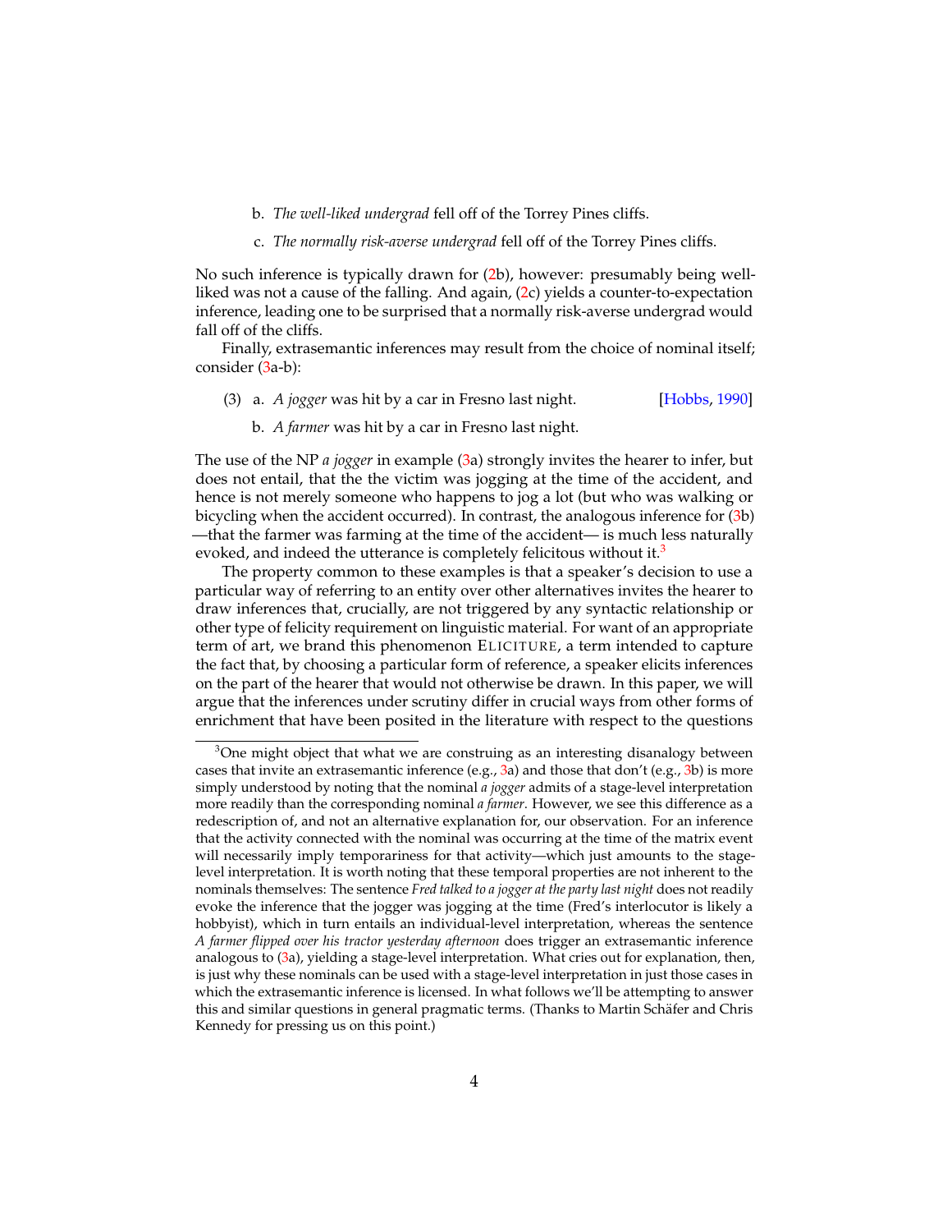b. *The well-liked undergrad* fell off of the Torrey Pines cliffs.

c. *The normally risk-averse undergrad* fell off of the Torrey Pines cliffs.

No such inference is typically drawn for (2b), however: presumably being well-liked was not a cause of the falling. And again, (2c) yields a counter-to-expectation inference, leading one to be surprised that a normally risk-averse undergrad would fall off of the cliffs.

Finally, extrasemantic inferences may result from the choice of nominal itself; consider (3a-b):

(3) a. *A jogger* was hit by a car in Fresno last night. [Hobbs, 1990]

b. *A farmer* was hit by a car in Fresno last night.

The use of the NP *a jogger* in example (3a) strongly invites the hearer to infer, but does not entail, that the the victim was jogging at the time of the accident, and hence is not merely someone who happens to jog a lot (but who was walking or bicycling when the accident occurred). In contrast, the analogous inference for (3b)—that the farmer was farming at the time of the accident— is much less naturally evoked, and indeed the utterance is completely felicitous without it.[3]

The property common to these examples is that a speaker's decision to use a particular way of referring to an entity over other alternatives invites the hearer to draw inferences that, crucially, are not triggered by any syntactic relationship or other type of felicity requirement on linguistic material. For want of an appropriate term of art, we brand this phenomenon ELICITURE, a term intended to capture the fact that, by choosing a particular form of reference, a speaker elicits inferences on the part of the hearer that would not otherwise be drawn. In this paper, we will argue that the inferences under scrutiny differ in crucial ways from other forms of enrichment that have been posited in the literature with respect to the questions

[3] One might object that what we are construing as an interesting disanalogy between cases that invite an extrasemantic inference (e.g., 3a) and those that don't (e.g., 3b) is more simply understood by noting that the nominal *a jogger* admits of a stage-level interpretation more readily than the corresponding nominal *a farmer*. However, we see this difference as a redescription of, and not an alternative explanation for, our observation. For an inference that the activity connected with the nominal was occurring at the time of the matrix event will necessarily imply temporariness for that activity—which just amounts to the stage-level interpretation. It is worth noting that these temporal properties are not inherent to the nominals themselves: The sentence *Fred talked to a jogger at the party last night* does not readily evoke the inference that the jogger was jogging at the time (Fred's interlocutor is likely a hobbyist), which in turn entails an individual-level interpretation, whereas the sentence *A farmer flipped over his tractor yesterday afternoon* does trigger an extrasemantic inference analogous to (3a), yielding a stage-level interpretation. What cries out for explanation, then, is just why these nominals can be used with a stage-level interpretation in just those cases in which the extrasemantic inference is licensed. In what follows we'll be attempting to answer this and similar questions in general pragmatic terms. (Thanks to Martin Schäfer and Chris Kennedy for pressing us on this point.)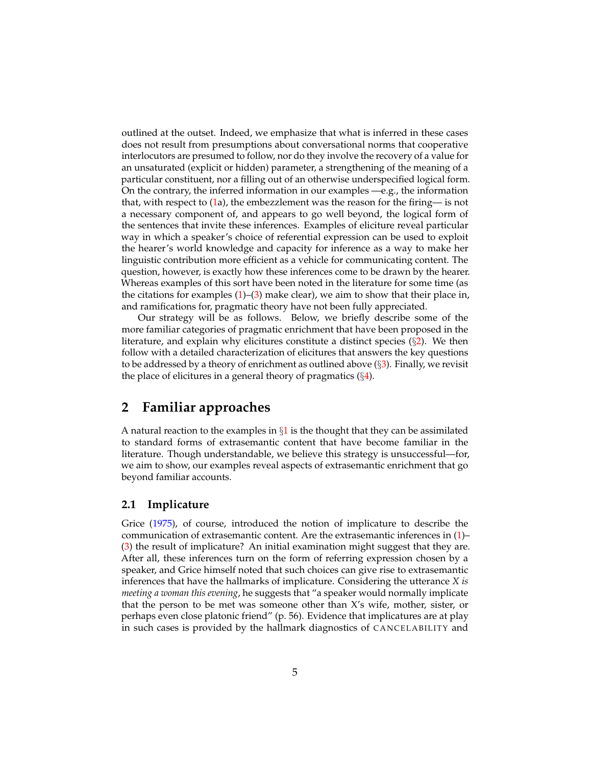outlined at the outset. Indeed, we emphasize that what is inferred in these cases does not result from presumptions about conversational norms that cooperative interlocutors are presumed to follow, nor do they involve the recovery of a value for an unsaturated (explicit or hidden) parameter, a strengthening of the meaning of a particular constituent, nor a filling out of an otherwise underspecified logical form. On the contrary, the inferred information in our examples —e.g., the information that, with respect to (1a), the embezzlement was the reason for the firing— is not a necessary component of, and appears to go well beyond, the logical form of the sentences that invite these inferences. Examples of eliciture reveal particular way in which a speaker's choice of referential expression can be used to exploit the hearer's world knowledge and capacity for inference as a way to make her linguistic contribution more efficient as a vehicle for communicating content. The question, however, is exactly how these inferences come to be drawn by the hearer. Whereas examples of this sort have been noted in the literature for some time (as the citations for examples (1)–(3) make clear), we aim to show that their place in, and ramifications for, pragmatic theory have not been fully appreciated.

Our strategy will be as follows. Below, we briefly describe some of the more familiar categories of pragmatic enrichment that have been proposed in the literature, and explain why elicitures constitute a distinct species (§2). We then follow with a detailed characterization of elicitures that answers the key questions to be addressed by a theory of enrichment as outlined above (§3). Finally, we revisit the place of elicitures in a general theory of pragmatics (§4).

## 2 Familiar approaches

A natural reaction to the examples in §1 is the thought that they can be assimilated to standard forms of extrasemantic content that have become familiar in the literature. Though understandable, we believe this strategy is unsuccessful—for, we aim to show, our examples reveal aspects of extrasemantic enrichment that go beyond familiar accounts.

### 2.1 Implicature

Grice (1975), of course, introduced the notion of implicature to describe the communication of extrasemantic content. Are the extrasemantic inferences in (1)–(3) the result of implicature? An initial examination might suggest that they are. After all, these inferences turn on the form of referring expression chosen by a speaker, and Grice himself noted that such choices can give rise to extrasemantic inferences that have the hallmarks of implicature. Considering the utterance *X is meeting a woman this evening*, he suggests that "a speaker would normally implicate that the person to be met was someone other than X's wife, mother, sister, or perhaps even close platonic friend" (p. 56). Evidence that implicatures are at play in such cases is provided by the hallmark diagnostics of CANCELABILITY and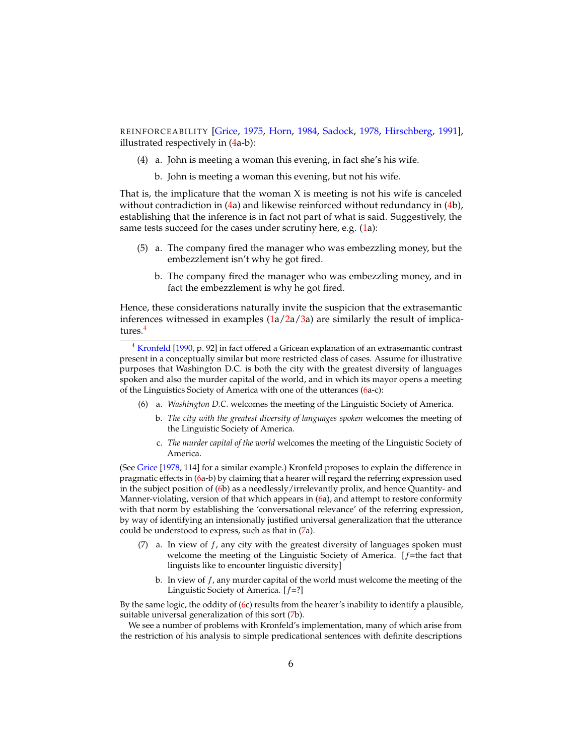REINFORCEABILITY [Grice, 1975, Horn, 1984, Sadock, 1978, Hirschberg, 1991], illustrated respectively in (4a-b):

(4) a. John is meeting a woman this evening, in fact she's his wife.

b. John is meeting a woman this evening, but not his wife.

That is, the implicature that the woman X is meeting is not his wife is canceled without contradiction in (4a) and likewise reinforced without redundancy in (4b), establishing that the inference is in fact not part of what is said. Suggestively, the same tests succeed for the cases under scrutiny here, e.g. (1a):

(5) a. The company fired the manager who was embezzling money, but the embezzlement isn't why he got fired.

b. The company fired the manager who was embezzling money, and in fact the embezzlement is why he got fired.

Hence, these considerations naturally invite the suspicion that the extrasemantic inferences witnessed in examples (1a/2a/3a) are similarly the result of implicatures.[4]

---

[4] Kronfeld [1990, p. 92] in fact offered a Gricean explanation of an extrasemantic contrast present in a conceptually similar but more restricted class of cases. Assume for illustrative purposes that Washington D.C. is both the city with the greatest diversity of languages spoken and also the murder capital of the world, and in which its mayor opens a meeting of the Linguistics Society of America with one of the utterances (6a-c):

(6) a. *Washington D.C.* welcomes the meeting of the Linguistic Society of America.

b. *The city with the greatest diversity of languages spoken* welcomes the meeting of the Linguistic Society of America.

c. *The murder capital of the world* welcomes the meeting of the Linguistic Society of America.

(See Grice [1978, 114] for a similar example.) Kronfeld proposes to explain the difference in pragmatic effects in (6a-b) by claiming that a hearer will regard the referring expression used in the subject position of (6b) as a needlessly/irrelevantly prolix, and hence Quantity- and Manner-violating, version of that which appears in (6a), and attempt to restore conformity with that norm by establishing the 'conversational relevance' of the referring expression, by way of identifying an intensionally justified universal generalization that the utterance could be understood to express, such as that in (7a).

(7) a. In view of $f$, any city with the greatest diversity of languages spoken must welcome the meeting of the Linguistic Society of America. [$f$=the fact that linguists like to encounter linguistic diversity]

b. In view of $f$, any murder capital of the world must welcome the meeting of the Linguistic Society of America. [$f$=?]

By the same logic, the oddity of (6c) results from the hearer's inability to identify a plausible, suitable universal generalization of this sort (7b).

We see a number of problems with Kronfeld's implementation, many of which arise from the restriction of his analysis to simple predicational sentences with definite descriptions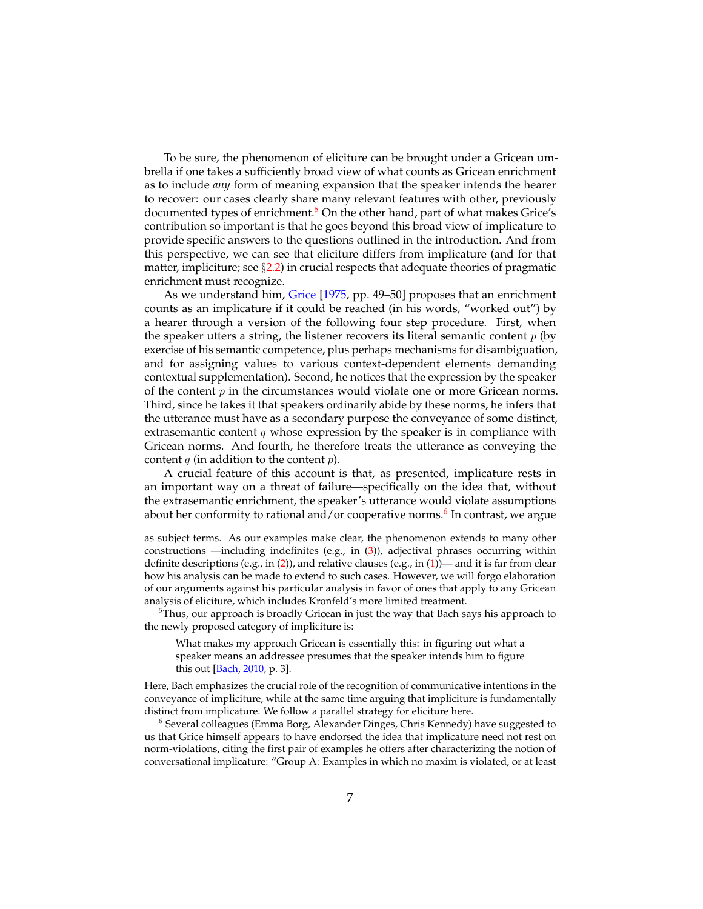To be sure, the phenomenon of eliciture can be brought under a Gricean umbrella if one takes a sufficiently broad view of what counts as Gricean enrichment as to include *any* form of meaning expansion that the speaker intends the hearer to recover: our cases clearly share many relevant features with other, previously documented types of enrichment.[5] On the other hand, part of what makes Grice's contribution so important is that he goes beyond this broad view of implicature to provide specific answers to the questions outlined in the introduction. And from this perspective, we can see that eliciture differs from implicature (and for that matter, impliciture; see §2.2) in crucial respects that adequate theories of pragmatic enrichment must recognize.

As we understand him, Grice [1975, pp. 49–50] proposes that an enrichment counts as an implicature if it could be reached (in his words, "worked out") by a hearer through a version of the following four step procedure. First, when the speaker utters a string, the listener recovers its literal semantic content $p$ (by exercise of his semantic competence, plus perhaps mechanisms for disambiguation, and for assigning values to various context-dependent elements demanding contextual supplementation). Second, he notices that the expression by the speaker of the content $p$ in the circumstances would violate one or more Gricean norms. Third, since he takes it that speakers ordinarily abide by these norms, he infers that the utterance must have as a secondary purpose the conveyance of some distinct, extrasemantic content $q$ whose expression by the speaker is in compliance with Gricean norms. And fourth, he therefore treats the utterance as conveying the content $q$ (in addition to the content $p$).

A crucial feature of this account is that, as presented, implicature rests in an important way on a threat of failure—specifically on the idea that, without the extrasemantic enrichment, the speaker's utterance would violate assumptions about her conformity to rational and/or cooperative norms.[6] In contrast, we argue

---

as subject terms. As our examples make clear, the phenomenon extends to many other constructions —including indefinites (e.g., in (3)), adjectival phrases occurring within definite descriptions (e.g., in (2)), and relative clauses (e.g., in (1))— and it is far from clear how his analysis can be made to extend to such cases. However, we will forgo elaboration of our arguments against his particular analysis in favor of ones that apply to any Gricean analysis of eliciture, which includes Kronfeld's more limited treatment.

[5] Thus, our approach is broadly Gricean in just the way that Bach says his approach to the newly proposed category of impliciture is:

> What makes my approach Gricean is essentially this: in figuring out what a speaker means an addressee presumes that the speaker intends him to figure this out [Bach, 2010, p. 3].

Here, Bach emphasizes the crucial role of the recognition of communicative intentions in the conveyance of impliciture, while at the same time arguing that impliciture is fundamentally distinct from implicature. We follow a parallel strategy for eliciture here.

[6] Several colleagues (Emma Borg, Alexander Dinges, Chris Kennedy) have suggested to us that Grice himself appears to have endorsed the idea that implicature need not rest on norm-violations, citing the first pair of examples he offers after characterizing the notion of conversational implicature: "Group A: Examples in which no maxim is violated, or at least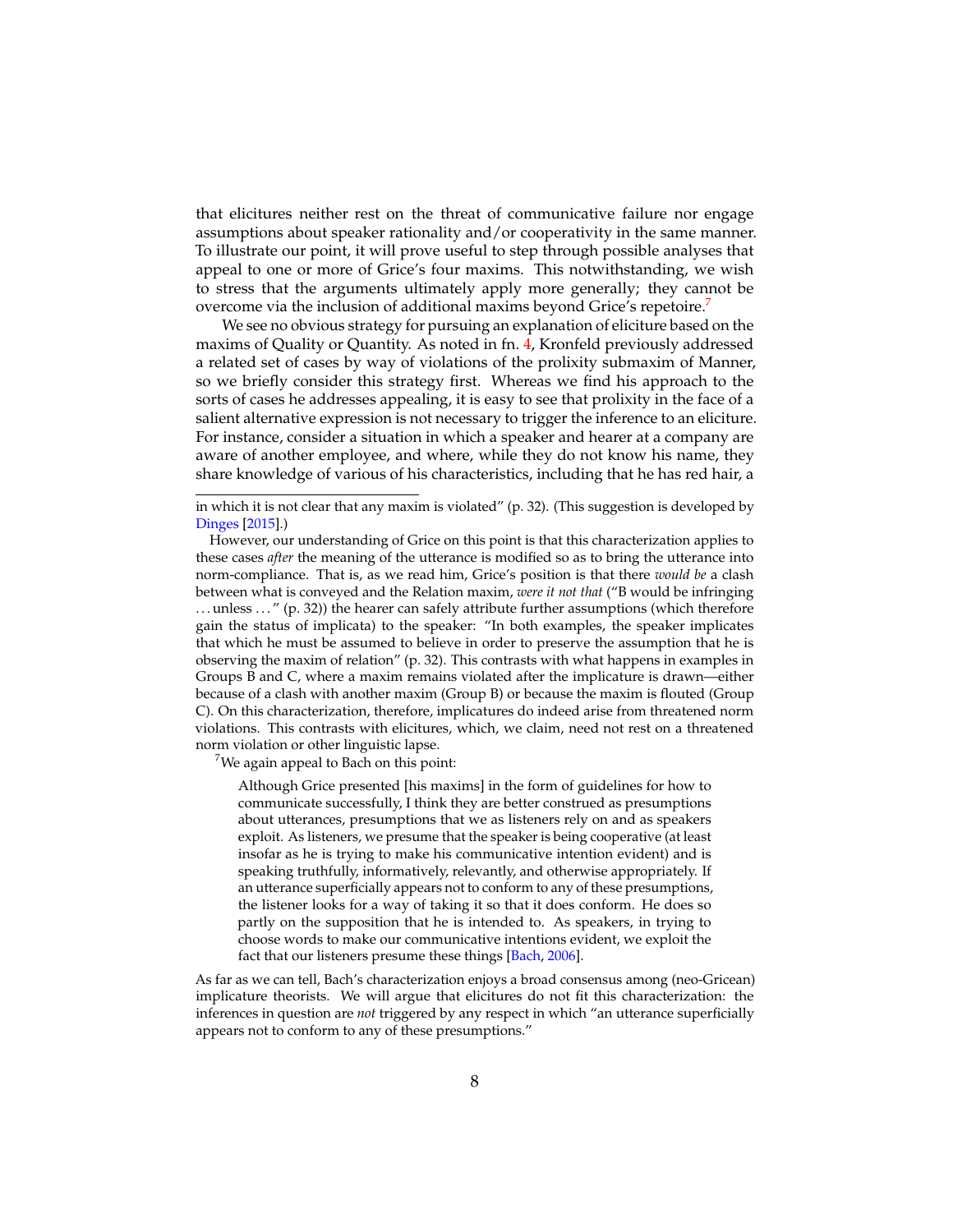that elicitures neither rest on the threat of communicative failure nor engage assumptions about speaker rationality and/or cooperativity in the same manner. To illustrate our point, it will prove useful to step through possible analyses that appeal to one or more of Grice's four maxims. This notwithstanding, we wish to stress that the arguments ultimately apply more generally; they cannot be overcome via the inclusion of additional maxims beyond Grice's repetoire.[7]

We see no obvious strategy for pursuing an explanation of eliciture based on the maxims of Quality or Quantity. As noted in fn. 4, Kronfeld previously addressed a related set of cases by way of violations of the prolixity submaxim of Manner, so we briefly consider this strategy first. Whereas we find his approach to the sorts of cases he addresses appealing, it is easy to see that prolixity in the face of a salient alternative expression is not necessary to trigger the inference to an eliciture. For instance, consider a situation in which a speaker and hearer at a company are aware of another employee, and where, while they do not know his name, they share knowledge of various of his characteristics, including that he has red hair, a

---

in which it is not clear that any maxim is violated" (p. 32). (This suggestion is developed by Dinges [2015].)

However, our understanding of Grice on this point is that this characterization applies to these cases *after* the meaning of the utterance is modified so as to bring the utterance into norm-compliance. That is, as we read him, Grice's position is that there *would be* a clash between what is conveyed and the Relation maxim, *were it not that* ("B would be infringing . . . unless . . . " (p. 32)) the hearer can safely attribute further assumptions (which therefore gain the status of implicata) to the speaker: "In both examples, the speaker implicates that which he must be assumed to believe in order to preserve the assumption that he is observing the maxim of relation" (p. 32). This contrasts with what happens in examples in Groups B and C, where a maxim remains violated after the implicature is drawn—either because of a clash with another maxim (Group B) or because the maxim is flouted (Group C). On this characterization, therefore, implicatures do indeed arise from threatened norm violations. This contrasts with elicitures, which, we claim, need not rest on a threatened norm violation or other linguistic lapse.

[7] We again appeal to Bach on this point:

> Although Grice presented [his maxims] in the form of guidelines for how to communicate successfully, I think they are better construed as presumptions about utterances, presumptions that we as listeners rely on and as speakers exploit. As listeners, we presume that the speaker is being cooperative (at least insofar as he is trying to make his communicative intention evident) and is speaking truthfully, informatively, relevantly, and otherwise appropriately. If an utterance superficially appears not to conform to any of these presumptions, the listener looks for a way of taking it so that it does conform. He does so partly on the supposition that he is intended to. As speakers, in trying to choose words to make our communicative intentions evident, we exploit the fact that our listeners presume these things [Bach, 2006].

As far as we can tell, Bach's characterization enjoys a broad consensus among (neo-Gricean) implicature theorists. We will argue that elicitures do not fit this characterization: the inferences in question are *not* triggered by any respect in which "an utterance superficially appears not to conform to any of these presumptions."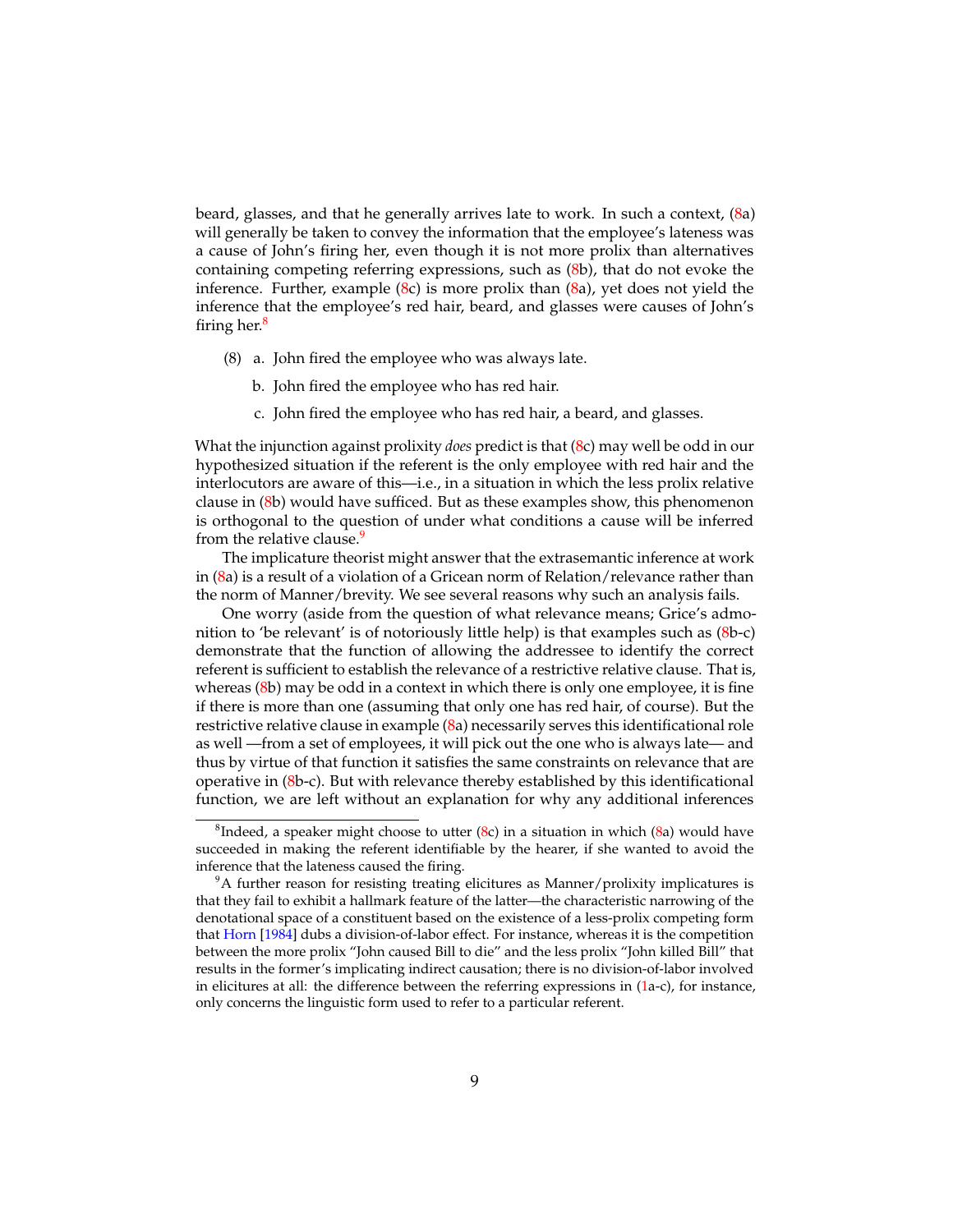beard, glasses, and that he generally arrives late to work. In such a context, (8a) will generally be taken to convey the information that the employee's lateness was a cause of John's firing her, even though it is not more prolix than alternatives containing competing referring expressions, such as (8b), that do not evoke the inference. Further, example (8c) is more prolix than (8a), yet does not yield the inference that the employee's red hair, beard, and glasses were causes of John's firing her.[8]

(8) a. John fired the employee who was always late.

b. John fired the employee who has red hair.

c. John fired the employee who has red hair, a beard, and glasses.

What the injunction against prolixity *does* predict is that (8c) may well be odd in our hypothesized situation if the referent is the only employee with red hair and the interlocutors are aware of this—i.e., in a situation in which the less prolix relative clause in (8b) would have sufficed. But as these examples show, this phenomenon is orthogonal to the question of under what conditions a cause will be inferred from the relative clause.[9]

The implicature theorist might answer that the extrasemantic inference at work in (8a) is a result of a violation of a Gricean norm of Relation/relevance rather than the norm of Manner/brevity. We see several reasons why such an analysis fails.

One worry (aside from the question of what relevance means; Grice's admonition to 'be relevant' is of notoriously little help) is that examples such as (8b-c) demonstrate that the function of allowing the addressee to identify the correct referent is sufficient to establish the relevance of a restrictive relative clause. That is, whereas (8b) may be odd in a context in which there is only one employee, it is fine if there is more than one (assuming that only one has red hair, of course). But the restrictive relative clause in example (8a) necessarily serves this identificational role as well —from a set of employees, it will pick out the one who is always late— and thus by virtue of that function it satisfies the same constraints on relevance that are operative in (8b-c). But with relevance thereby established by this identificational function, we are left without an explanation for why any additional inferences

---

[8] Indeed, a speaker might choose to utter (8c) in a situation in which (8a) would have succeeded in making the referent identifiable by the hearer, if she wanted to avoid the inference that the lateness caused the firing.

[9] A further reason for resisting treating elicitures as Manner/prolixity implicatures is that they fail to exhibit a hallmark feature of the latter—the characteristic narrowing of the denotational space of a constituent based on the existence of a less-prolix competing form that Horn [1984] dubs a division-of-labor effect. For instance, whereas it is the competition between the more prolix "John caused Bill to die" and the less prolix "John killed Bill" that results in the former's implicating indirect causation; there is no division-of-labor involved in elicitures at all: the difference between the referring expressions in (1a-c), for instance, only concerns the linguistic form used to refer to a particular referent.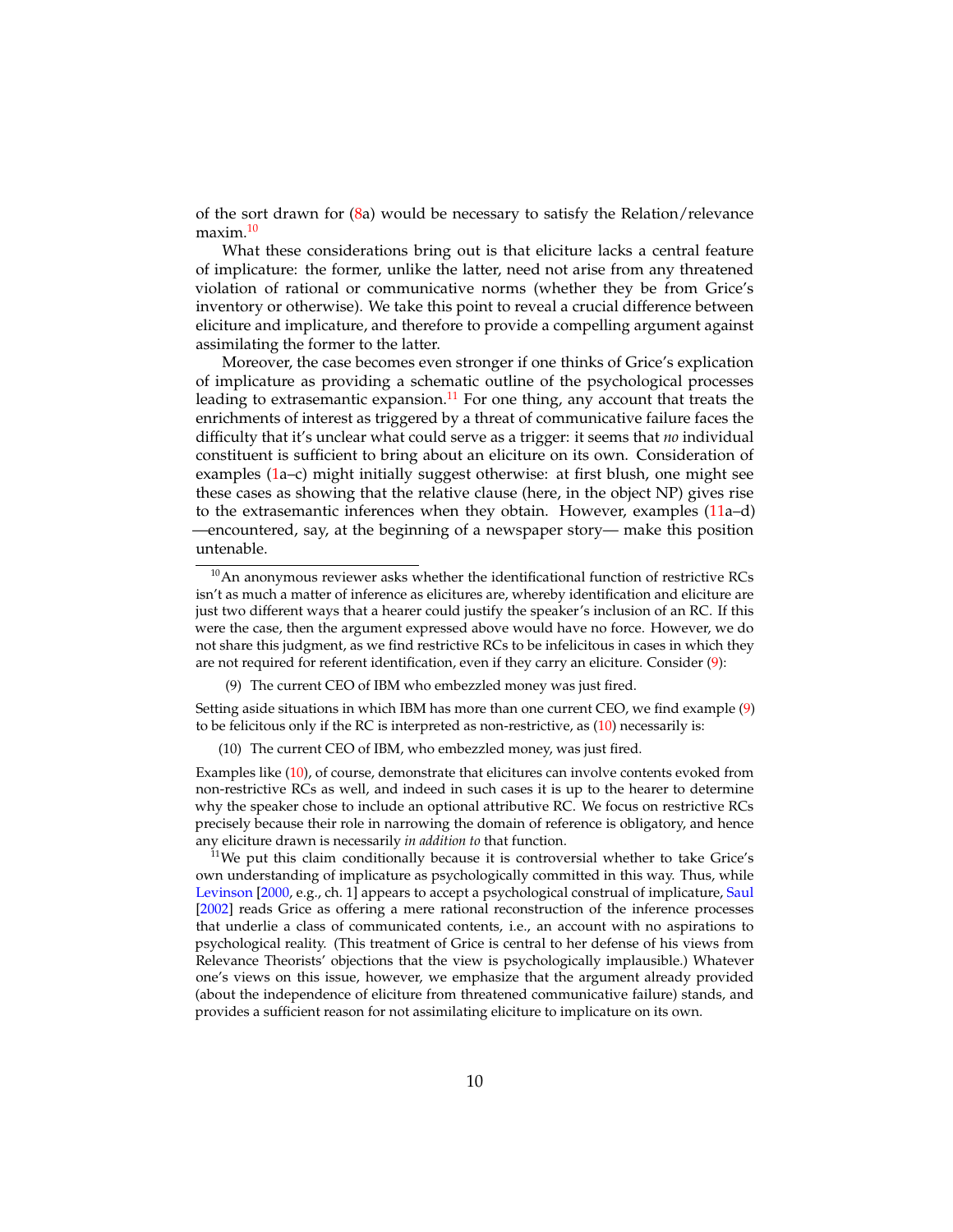of the sort drawn for (8a) would be necessary to satisfy the Relation/relevance maxim.[10]

What these considerations bring out is that eliciture lacks a central feature of implicature: the former, unlike the latter, need not arise from any threatened violation of rational or communicative norms (whether they be from Grice's inventory or otherwise). We take this point to reveal a crucial difference between eliciture and implicature, and therefore to provide a compelling argument against assimilating the former to the latter.

Moreover, the case becomes even stronger if one thinks of Grice's explication of implicature as providing a schematic outline of the psychological processes leading to extrasemantic expansion.[11] For one thing, any account that treats the enrichments of interest as triggered by a threat of communicative failure faces the difficulty that it's unclear what could serve as a trigger: it seems that *no* individual constituent is sufficient to bring about an eliciture on its own. Consideration of examples (1a–c) might initially suggest otherwise: at first blush, one might see these cases as showing that the relative clause (here, in the object NP) gives rise to the extrasemantic inferences when they obtain. However, examples (11a–d) —encountered, say, at the beginning of a newspaper story— make this position untenable.

---

[10] An anonymous reviewer asks whether the identificational function of restrictive RCs isn't as much a matter of inference as elicitures are, whereby identification and eliciture are just two different ways that a hearer could justify the speaker's inclusion of an RC. If this were the case, then the argument expressed above would have no force. However, we do not share this judgment, as we find restrictive RCs to be infelicitous in cases in which they are not required for referent identification, even if they carry an eliciture. Consider (9):

(9) The current CEO of IBM who embezzled money was just fired.

Setting aside situations in which IBM has more than one current CEO, we find example (9) to be felicitous only if the RC is interpreted as non-restrictive, as (10) necessarily is:

(10) The current CEO of IBM, who embezzled money, was just fired.

Examples like (10), of course, demonstrate that elicitures can involve contents evoked from non-restrictive RCs as well, and indeed in such cases it is up to the hearer to determine why the speaker chose to include an optional attributive RC. We focus on restrictive RCs precisely because their role in narrowing the domain of reference is obligatory, and hence any eliciture drawn is necessarily *in addition to* that function.

[11] We put this claim conditionally because it is controversial whether to take Grice's own understanding of implicature as psychologically committed in this way. Thus, while Levinson [2000, e.g., ch. 1] appears to accept a psychological construal of implicature, Saul [2002] reads Grice as offering a mere rational reconstruction of the inference processes that underlie a class of communicated contents, i.e., an account with no aspirations to psychological reality. (This treatment of Grice is central to her defense of his views from Relevance Theorists' objections that the view is psychologically implausible.) Whatever one's views on this issue, however, we emphasize that the argument already provided (about the independence of eliciture from threatened communicative failure) stands, and provides a sufficient reason for not assimilating eliciture to implicature on its own.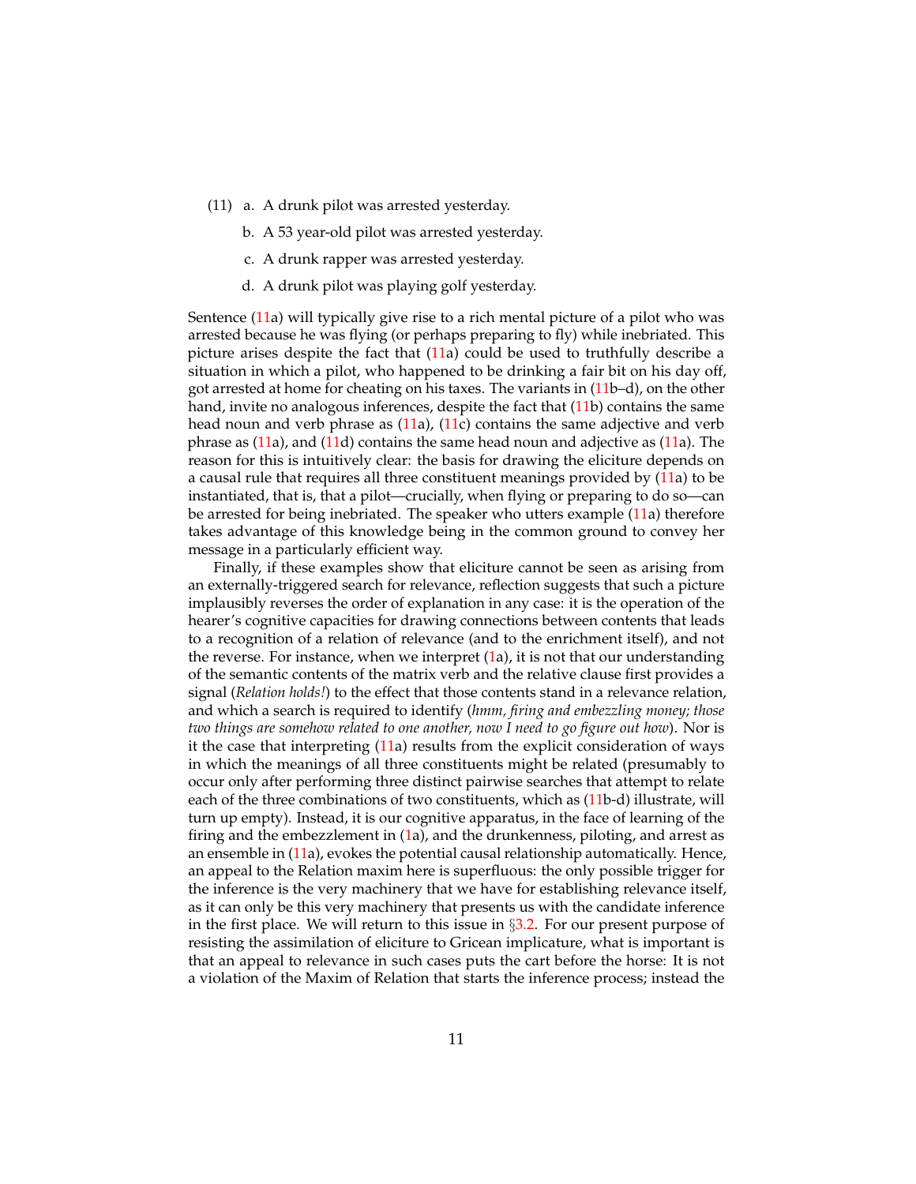(11) a. A drunk pilot was arrested yesterday.

b. A 53 year-old pilot was arrested yesterday.

c. A drunk rapper was arrested yesterday.

d. A drunk pilot was playing golf yesterday.

Sentence (11a) will typically give rise to a rich mental picture of a pilot who was arrested because he was flying (or perhaps preparing to fly) while inebriated. This picture arises despite the fact that (11a) could be used to truthfully describe a situation in which a pilot, who happened to be drinking a fair bit on his day off, got arrested at home for cheating on his taxes. The variants in (11b–d), on the other hand, invite no analogous inferences, despite the fact that (11b) contains the same head noun and verb phrase as (11a), (11c) contains the same adjective and verb phrase as (11a), and (11d) contains the same head noun and adjective as (11a). The reason for this is intuitively clear: the basis for drawing the eliciture depends on a causal rule that requires all three constituent meanings provided by (11a) to be instantiated, that is, that a pilot—crucially, when flying or preparing to do so—can be arrested for being inebriated. The speaker who utters example (11a) therefore takes advantage of this knowledge being in the common ground to convey her message in a particularly efficient way.

Finally, if these examples show that eliciture cannot be seen as arising from an externally-triggered search for relevance, reflection suggests that such a picture implausibly reverses the order of explanation in any case: it is the operation of the hearer's cognitive capacities for drawing connections between contents that leads to a recognition of a relation of relevance (and to the enrichment itself), and not the reverse. For instance, when we interpret (1a), it is not that our understanding of the semantic contents of the matrix verb and the relative clause first provides a signal (*Relation holds!*) to the effect that those contents stand in a relevance relation, and which a search is required to identify (*hmm, firing and embezzling money; those two things are somehow related to one another, now I need to go figure out how*). Nor is it the case that interpreting (11a) results from the explicit consideration of ways in which the meanings of all three constituents might be related (presumably to occur only after performing three distinct pairwise searches that attempt to relate each of the three combinations of two constituents, which as (11b-d) illustrate, will turn up empty). Instead, it is our cognitive apparatus, in the face of learning of the firing and the embezzlement in (1a), and the drunkenness, piloting, and arrest as an ensemble in (11a), evokes the potential causal relationship automatically. Hence, an appeal to the Relation maxim here is superfluous: the only possible trigger for the inference is the very machinery that we have for establishing relevance itself, as it can only be this very machinery that presents us with the candidate inference in the first place. We will return to this issue in §3.2. For our present purpose of resisting the assimilation of eliciture to Gricean implicature, what is important is that an appeal to relevance in such cases puts the cart before the horse: It is not a violation of the Maxim of Relation that starts the inference process; instead the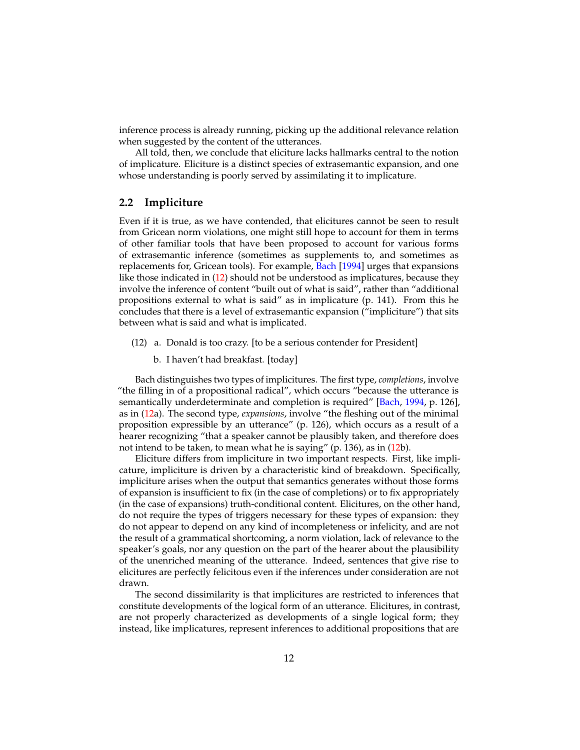inference process is already running, picking up the additional relevance relation when suggested by the content of the utterances.

All told, then, we conclude that eliciture lacks hallmarks central to the notion of implicature. Eliciture is a distinct species of extrasemantic expansion, and one whose understanding is poorly served by assimilating it to implicature.

## 2.2 Impliciture

Even if it is true, as we have contended, that elicitures cannot be seen to result from Gricean norm violations, one might still hope to account for them in terms of other familiar tools that have been proposed to account for various forms of extrasemantic inference (sometimes as supplements to, and sometimes as replacements for, Gricean tools). For example, Bach [1994] urges that expansions like those indicated in (12) should not be understood as implicatures, because they involve the inference of content "built out of what is said", rather than "additional propositions external to what is said" as in implicature (p. 141). From this he concludes that there is a level of extrasemantic expansion ("impliciture") that sits between what is said and what is implicated.

(12) a. Donald is too crazy. [to be a serious contender for President]

b. I haven't had breakfast. [today]

Bach distinguishes two types of implicitures. The first type, *completions*, involve "the filling in of a propositional radical", which occurs "because the utterance is semantically underdeterminate and completion is required" [Bach, 1994, p. 126], as in (12a). The second type, *expansions*, involve "the fleshing out of the minimal proposition expressible by an utterance" (p. 126), which occurs as a result of a hearer recognizing "that a speaker cannot be plausibly taken, and therefore does not intend to be taken, to mean what he is saying" (p. 136), as in (12b).

Eliciture differs from impliciture in two important respects. First, like implicature, impliciture is driven by a characteristic kind of breakdown. Specifically, impliciture arises when the output that semantics generates without those forms of expansion is insufficient to fix (in the case of completions) or to fix appropriately (in the case of expansions) truth-conditional content. Elicitures, on the other hand, do not require the types of triggers necessary for these types of expansion: they do not appear to depend on any kind of incompleteness or infelicity, and are not the result of a grammatical shortcoming, a norm violation, lack of relevance to the speaker's goals, nor any question on the part of the hearer about the plausibility of the unenriched meaning of the utterance. Indeed, sentences that give rise to elicitures are perfectly felicitous even if the inferences under consideration are not drawn.

The second dissimilarity is that implicitures are restricted to inferences that constitute developments of the logical form of an utterance. Elicitures, in contrast, are not properly characterized as developments of a single logical form; they instead, like implicatures, represent inferences to additional propositions that are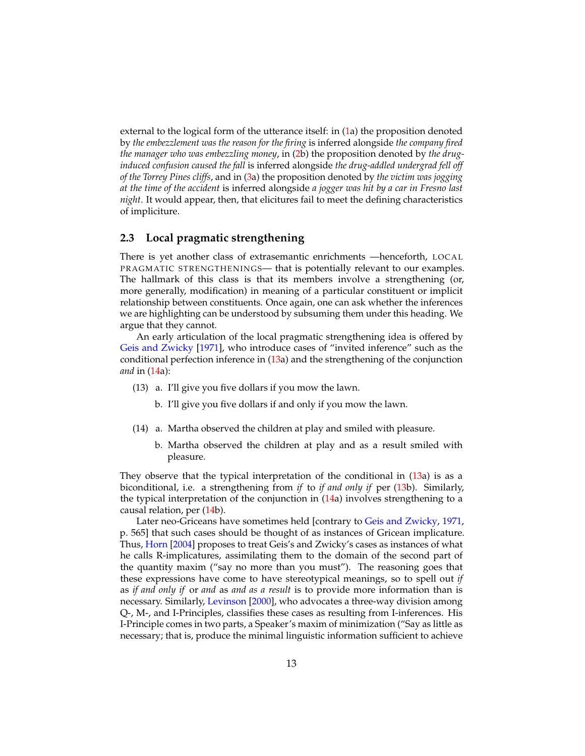external to the logical form of the utterance itself: in (1a) the proposition denoted by *the embezzlement was the reason for the firing* is inferred alongside *the company fired the manager who was embezzling money*, in (2b) the proposition denoted by *the drug-induced confusion caused the fall* is inferred alongside *the drug-addled undergrad fell off of the Torrey Pines cliffs*, and in (3a) the proposition denoted by *the victim was jogging at the time of the accident* is inferred alongside *a jogger was hit by a car in Fresno last night*. It would appear, then, that elicitures fail to meet the defining characteristics of implicature.

## 2.3 Local pragmatic strengthening

There is yet another class of extrasemantic enrichments —henceforth, LOCAL PRAGMATIC STRENGTHENINGS— that is potentially relevant to our examples. The hallmark of this class is that its members involve a strengthening (or, more generally, modification) in meaning of a particular constituent or implicit relationship between constituents. Once again, one can ask whether the inferences we are highlighting can be understood by subsuming them under this heading. We argue that they cannot.

An early articulation of the local pragmatic strengthening idea is offered by Geis and Zwicky [1971], who introduce cases of "invited inference" such as the conditional perfection inference in (13a) and the strengthening of the conjunction *and* in (14a):

(13) a. I'll give you five dollars if you mow the lawn.

b. I'll give you five dollars if and only if you mow the lawn.

(14) a. Martha observed the children at play and smiled with pleasure.

b. Martha observed the children at play and as a result smiled with pleasure.

They observe that the typical interpretation of the conditional in (13a) is as a biconditional, i.e. a strengthening from *if* to *if and only if* per (13b). Similarly, the typical interpretation of the conjunction in (14a) involves strengthening to a causal relation, per (14b).

Later neo-Griceans have sometimes held [contrary to Geis and Zwicky, 1971, p. 565] that such cases should be thought of as instances of Gricean implicature. Thus, Horn [2004] proposes to treat Geis's and Zwicky's cases as instances of what he calls R-implicatures, assimilating them to the domain of the second part of the quantity maxim ("say no more than you must"). The reasoning goes that these expressions have come to have stereotypical meanings, so to spell out *if* as *if and only if* or *and* as *and as a result* is to provide more information than is necessary. Similarly, Levinson [2000], who advocates a three-way division among Q-, M-, and I-Principles, classifies these cases as resulting from I-inferences. His I-Principle comes in two parts, a Speaker's maxim of minimization ("Say as little as necessary; that is, produce the minimal linguistic information sufficient to achieve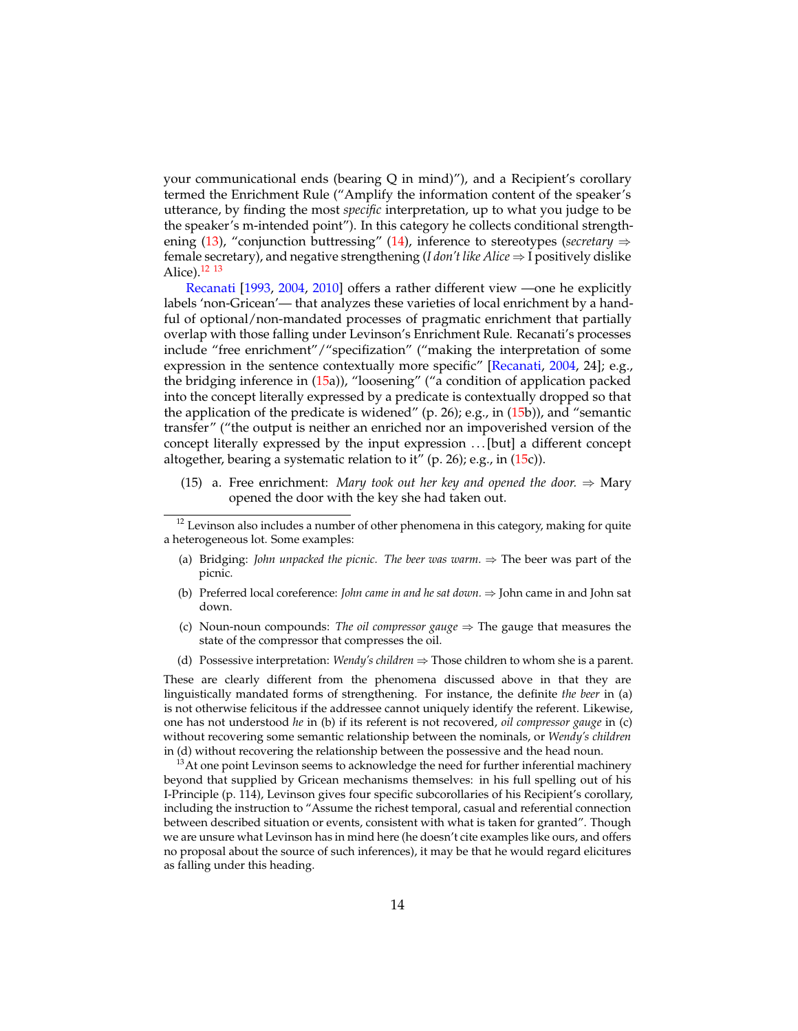your communicational ends (bearing Q in mind)"), and a Recipient's corollary termed the Enrichment Rule ("Amplify the information content of the speaker's utterance, by finding the most *specific* interpretation, up to what you judge to be the speaker's m-intended point"). In this category he collects conditional strengthening (13), "conjunction buttressing" (14), inference to stereotypes (*secretary* ⇒ female secretary), and negative strengthening (*I don't like Alice* ⇒ I positively dislike Alice).[12] [13]

Recanati [1993, 2004, 2010] offers a rather different view —one he explicitly labels 'non-Gricean'— that analyzes these varieties of local enrichment by a handful of optional/non-mandated processes of pragmatic enrichment that partially overlap with those falling under Levinson's Enrichment Rule. Recanati's processes include "free enrichment"/"specification" ("making the interpretation of some expression in the sentence contextually more specific" [Recanati, 2004, 24]; e.g., the bridging inference in (15a)), "loosening" ("a condition of application packed into the concept literally expressed by a predicate is contextually dropped so that the application of the predicate is widened" (p. 26); e.g., in (15b)), and "semantic transfer" ("the output is neither an enriched nor an impoverished version of the concept literally expressed by the input expression ...[but] a different concept altogether, bearing a systematic relation to it" (p. 26); e.g., in (15c)).

(15) a. Free enrichment: *Mary took out her key and opened the door.* ⇒ Mary opened the door with the key she had taken out.

---

[12] Levinson also includes a number of other phenomena in this category, making for quite a heterogeneous lot. Some examples:

(a) Bridging: *John unpacked the picnic. The beer was warm.* ⇒ The beer was part of the picnic.

(b) Preferred local coreference: *John came in and he sat down.* ⇒ John came in and John sat down.

(c) Noun-noun compounds: *The oil compressor gauge* ⇒ The gauge that measures the state of the compressor that compresses the oil.

(d) Possessive interpretation: *Wendy's children* ⇒ Those children to whom she is a parent.

These are clearly different from the phenomena discussed above in that they are linguistically mandated forms of strengthening. For instance, the definite *the beer* in (a) is not otherwise felicitous if the addressee cannot uniquely identify the referent. Likewise, one has not understood *he* in (b) if its referent is not recovered, *oil compressor gauge* in (c) without recovering some semantic relationship between the nominals, or *Wendy's children* in (d) without recovering the relationship between the possessive and the head noun.

[13] At one point Levinson seems to acknowledge the need for further inferential machinery beyond that supplied by Gricean mechanisms themselves: in his full spelling out of his I-Principle (p. 114), Levinson gives four specific subcorollaries of his Recipient's corollary, including the instruction to "Assume the richest temporal, casual and referential connection between described situation or events, consistent with what is taken for granted". Though we are unsure what Levinson has in mind here (he doesn't cite examples like ours, and offers no proposal about the source of such inferences), it may be that he would regard elicitures as falling under this heading.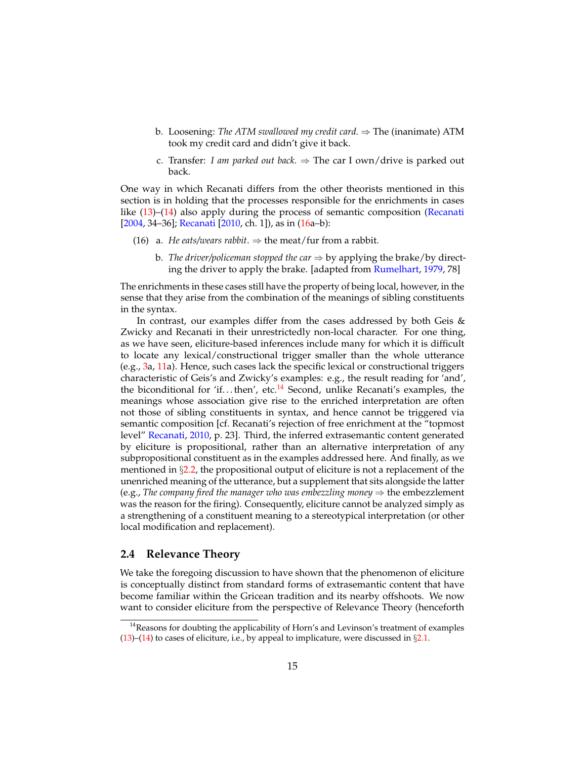b. Loosening: *The ATM swallowed my credit card.* ⇒ The (inanimate) ATM took my credit card and didn't give it back.

c. Transfer: *I am parked out back.* ⇒ The car I own/drive is parked out back.

One way in which Recanati differs from the other theorists mentioned in this section is in holding that the processes responsible for the enrichments in cases like (13)–(14) also apply during the process of semantic composition (Recanati [2004, 34–36]; Recanati [2010, ch. 1]), as in (16a–b):

(16) a. *He eats/wears rabbit*. ⇒ the meat/fur from a rabbit.

b. *The driver/policeman stopped the car* ⇒ by applying the brake/by directing the driver to apply the brake. [adapted from Rumelhart, 1979, 78]

The enrichments in these cases still have the property of being local, however, in the sense that they arise from the combination of the meanings of sibling constituents in the syntax.

In contrast, our examples differ from the cases addressed by both Geis & Zwicky and Recanati in their unrestrictedly non-local character. For one thing, as we have seen, eliciture-based inferences include many for which it is difficult to locate any lexical/constructional trigger smaller than the whole utterance (e.g., 3a, 11a). Hence, such cases lack the specific lexical or constructional triggers characteristic of Geis's and Zwicky's examples: e.g., the result reading for 'and', the biconditional for 'if. . . then', etc.[14] Second, unlike Recanati's examples, the meanings whose association give rise to the enriched interpretation are often not those of sibling constituents in syntax, and hence cannot be triggered via semantic composition [cf. Recanati's rejection of free enrichment at the "topmost level" Recanati, 2010, p. 23]. Third, the inferred extrasemantic content generated by eliciture is propositional, rather than an alternative interpretation of any subpropositional constituent as in the examples addressed here. And finally, as we mentioned in §2.2, the propositional output of eliciture is not a replacement of the unenriched meaning of the utterance, but a supplement that sits alongside the latter (e.g., *The company fired the manager who was embezzling money* ⇒ the embezzlement was the reason for the firing). Consequently, eliciture cannot be analyzed simply as a strengthening of a constituent meaning to a stereotypical interpretation (or other local modification and replacement).

## 2.4 Relevance Theory

We take the foregoing discussion to have shown that the phenomenon of eliciture is conceptually distinct from standard forms of extrasemantic content that have become familiar within the Gricean tradition and its nearby offshoots. We now want to consider eliciture from the perspective of Relevance Theory (henceforth

[14]Reasons for doubting the applicability of Horn's and Levinson's treatment of examples (13)–(14) to cases of eliciture, i.e., by appeal to implicature, were discussed in §2.1.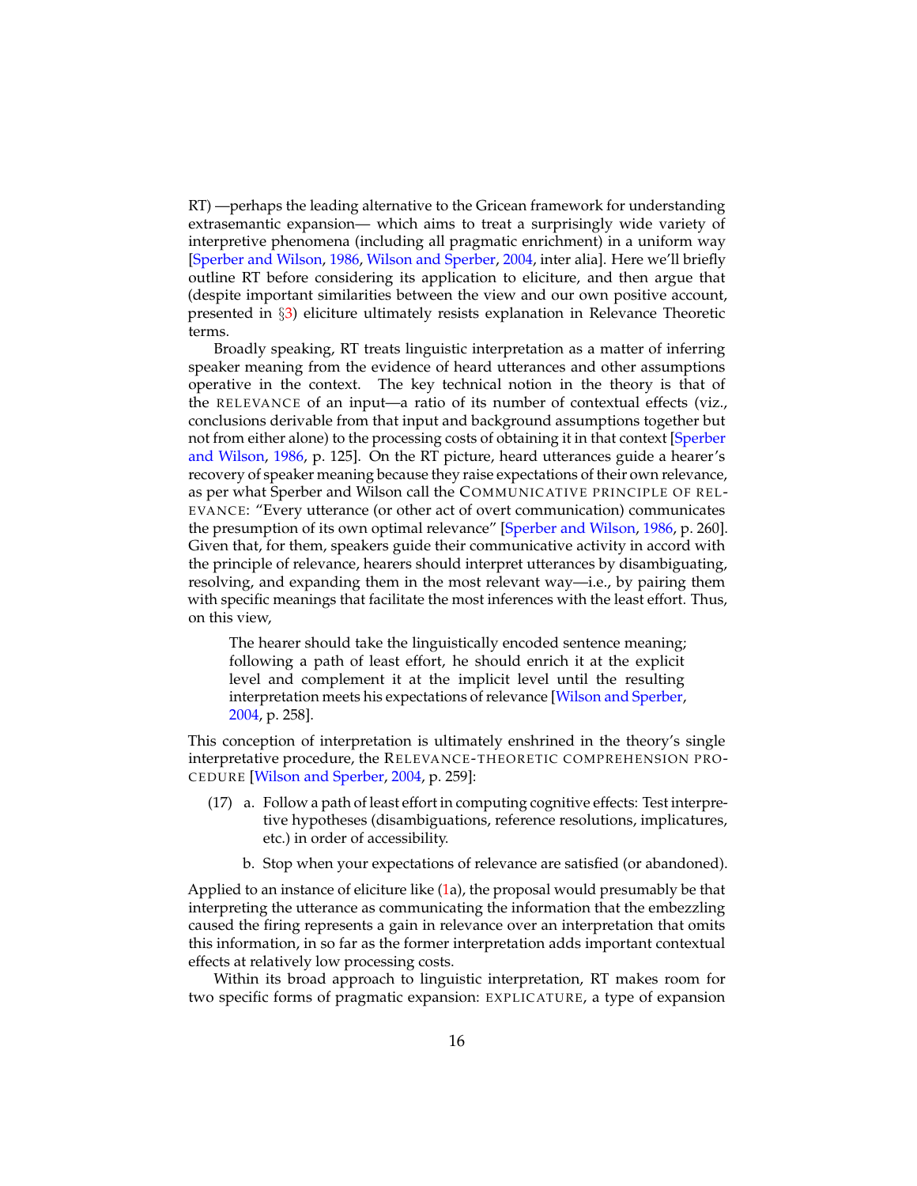RT) —perhaps the leading alternative to the Gricean framework for understanding extrasemantic expansion— which aims to treat a surprisingly wide variety of interpretive phenomena (including all pragmatic enrichment) in a uniform way [Sperber and Wilson, 1986, Wilson and Sperber, 2004, inter alia]. Here we'll briefly outline RT before considering its application to eliciture, and then argue that (despite important similarities between the view and our own positive account, presented in §3) eliciture ultimately resists explanation in Relevance Theoretic terms.

Broadly speaking, RT treats linguistic interpretation as a matter of inferring speaker meaning from the evidence of heard utterances and other assumptions operative in the context. The key technical notion in the theory is that of the RELEVANCE of an input—a ratio of its number of contextual effects (viz., conclusions derivable from that input and background assumptions together but not from either alone) to the processing costs of obtaining it in that context [Sperber and Wilson, 1986, p. 125]. On the RT picture, heard utterances guide a hearer's recovery of speaker meaning because they raise expectations of their own relevance, as per what Sperber and Wilson call the COMMUNICATIVE PRINCIPLE OF RELEVANCE: "Every utterance (or other act of overt communication) communicates the presumption of its own optimal relevance" [Sperber and Wilson, 1986, p. 260]. Given that, for them, speakers guide their communicative activity in accord with the principle of relevance, hearers should interpret utterances by disambiguating, resolving, and expanding them in the most relevant way—i.e., by pairing them with specific meanings that facilitate the most inferences with the least effort. Thus, on this view,

> The hearer should take the linguistically encoded sentence meaning; following a path of least effort, he should enrich it at the explicit level and complement it at the implicit level until the resulting interpretation meets his expectations of relevance [Wilson and Sperber, 2004, p. 258].

This conception of interpretation is ultimately enshrined in the theory's single interpretative procedure, the RELEVANCE-THEORETIC COMPREHENSION PROCEDURE [Wilson and Sperber, 2004, p. 259]:

(17) a. Follow a path of least effort in computing cognitive effects: Test interpretive hypotheses (disambiguations, reference resolutions, implicatures, etc.) in order of accessibility.

b. Stop when your expectations of relevance are satisfied (or abandoned).

Applied to an instance of eliciture like (1a), the proposal would presumably be that interpreting the utterance as communicating the information that the embezzling caused the firing represents a gain in relevance over an interpretation that omits this information, in so far as the former interpretation adds important contextual effects at relatively low processing costs.

Within its broad approach to linguistic interpretation, RT makes room for two specific forms of pragmatic expansion: EXPLICATURE, a type of expansion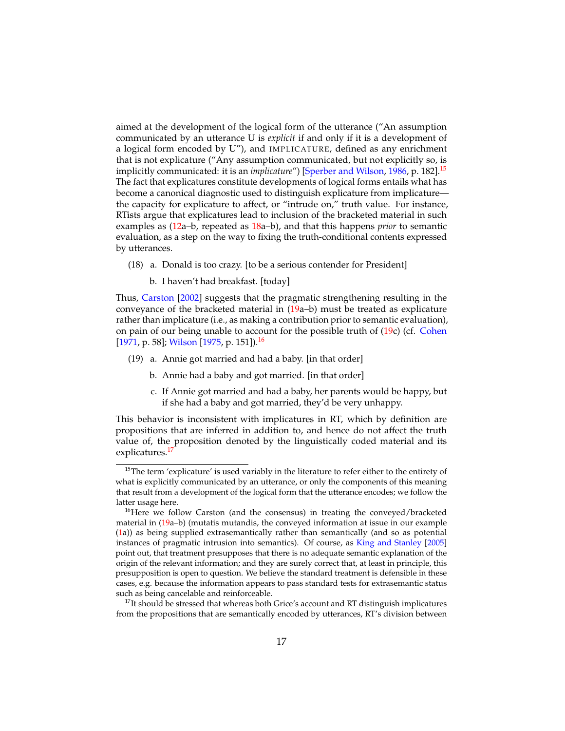aimed at the development of the logical form of the utterance ("An assumption communicated by an utterance U is *explicit* if and only if it is a development of a logical form encoded by U"), and IMPLICATURE, defined as any enrichment that is not explicature ("Any assumption communicated, but not explicitly so, is implicitly communicated: it is an *implicature*") [Sperber and Wilson, 1986, p. 182].[15] The fact that explicatures constitute developments of logical forms entails what has become a canonical diagnostic used to distinguish explicature from implicature—the capacity for explicature to affect, or "intrude on," truth value. For instance, RTists argue that explicatures lead to inclusion of the bracketed material in such examples as (12a–b, repeated as 18a–b), and that this happens *prior* to semantic evaluation, as a step on the way to fixing the truth-conditional contents expressed by utterances.

(18) a. Donald is too crazy. [to be a serious contender for President]

b. I haven't had breakfast. [today]

Thus, Carston [2002] suggests that the pragmatic strengthening resulting in the conveyance of the bracketed material in (19a–b) must be treated as explicature rather than implicature (i.e., as making a contribution prior to semantic evaluation), on pain of our being unable to account for the possible truth of (19c) (cf. Cohen [1971, p. 58]; Wilson [1975, p. 151]).[16]

(19) a. Annie got married and had a baby. [in that order]

b. Annie had a baby and got married. [in that order]

c. If Annie got married and had a baby, her parents would be happy, but if she had a baby and got married, they'd be very unhappy.

This behavior is inconsistent with implicatures in RT, which by definition are propositions that are inferred in addition to, and hence do not affect the truth value of, the proposition denoted by the linguistically coded material and its explicatures.[17]

---

[15] The term 'explicature' is used variably in the literature to refer either to the entirety of what is explicitly communicated by an utterance, or only the components of this meaning that result from a development of the logical form that the utterance encodes; we follow the latter usage here.

[16] Here we follow Carston (and the consensus) in treating the conveyed/bracketed material in (19a–b) (mutatis mutandis, the conveyed information at issue in our example (1a)) as being supplied extrasemantically rather than semantically (and so as potential instances of pragmatic intrusion into semantics). Of course, as King and Stanley [2005] point out, that treatment presupposes that there is no adequate semantic explanation of the origin of the relevant information; and they are surely correct that, at least in principle, this presupposition is open to question. We believe the standard treatment is defensible in these cases, e.g. because the information appears to pass standard tests for extrasemantic status such as being cancelable and reinforceable.

[17] It should be stressed that whereas both Grice's account and RT distinguish implicatures from the propositions that are semantically encoded by utterances, RT's division between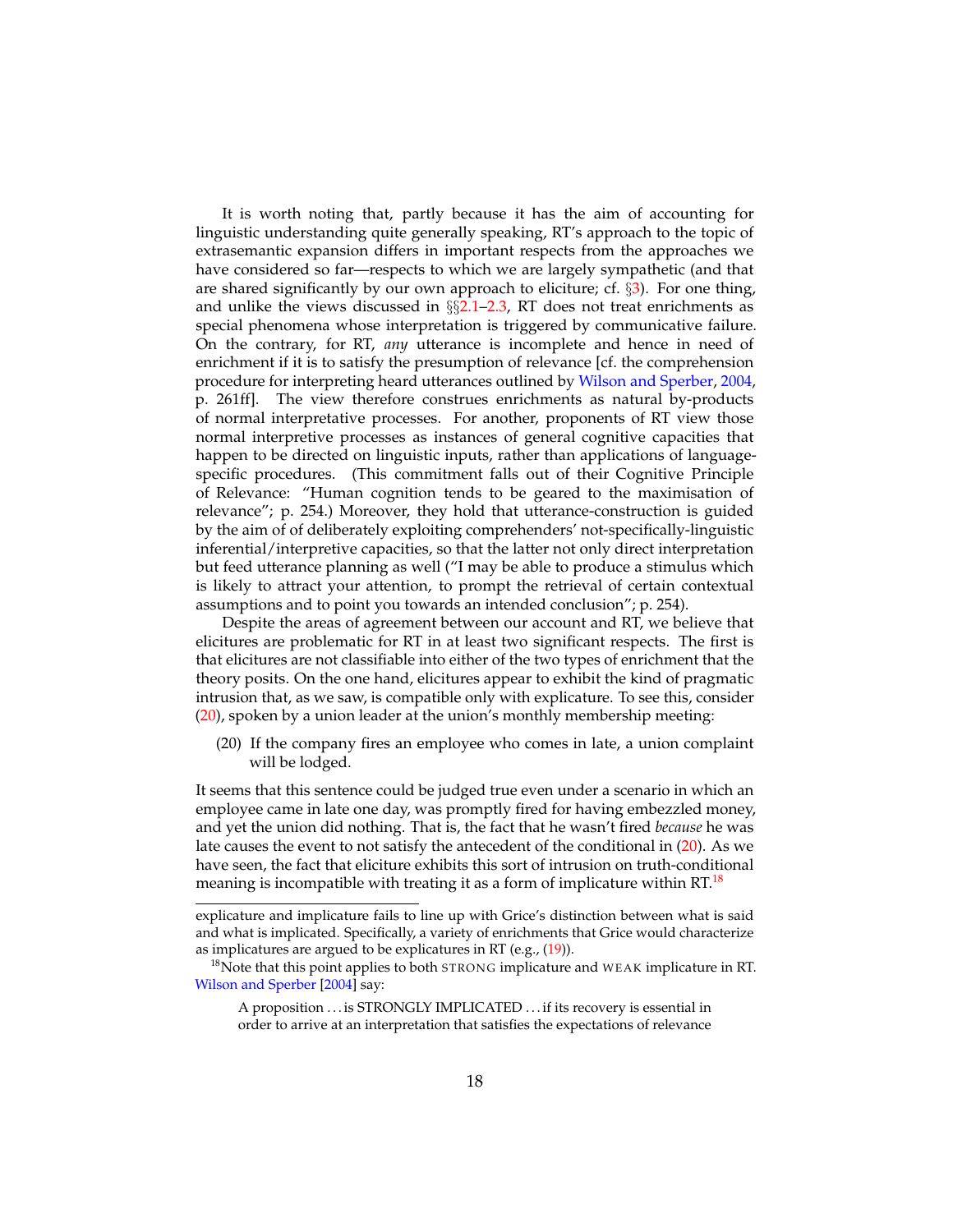It is worth noting that, partly because it has the aim of accounting for linguistic understanding quite generally speaking, RT's approach to the topic of extrasemantic expansion differs in important respects from the approaches we have considered so far—respects to which we are largely sympathetic (and that are shared significantly by our own approach to eliciture; cf. §3). For one thing, and unlike the views discussed in §§2.1–2.3, RT does not treat enrichments as special phenomena whose interpretation is triggered by communicative failure. On the contrary, for RT, *any* utterance is incomplete and hence in need of enrichment if it is to satisfy the presumption of relevance [cf. the comprehension procedure for interpreting heard utterances outlined by Wilson and Sperber, 2004, p. 261ff]. The view therefore construes enrichments as natural by-products of normal interpretative processes. For another, proponents of RT view those normal interpretive processes as instances of general cognitive capacities that happen to be directed on linguistic inputs, rather than applications of language-specific procedures. (This commitment falls out of their Cognitive Principle of Relevance: "Human cognition tends to be geared to the maximisation of relevance"; p. 254.) Moreover, they hold that utterance-construction is guided by the aim of of deliberately exploiting comprehenders' not-specifically-linguistic inferential/interpretive capacities, so that the latter not only direct interpretation but feed utterance planning as well ("I may be able to produce a stimulus which is likely to attract your attention, to prompt the retrieval of certain contextual assumptions and to point you towards an intended conclusion"; p. 254).

Despite the areas of agreement between our account and RT, we believe that elicitures are problematic for RT in at least two significant respects. The first is that elicitures are not classifiable into either of the two types of enrichment that the theory posits. On the one hand, elicitures appear to exhibit the kind of pragmatic intrusion that, as we saw, is compatible only with explicature. To see this, consider (20), spoken by a union leader at the union's monthly membership meeting:

(20) If the company fires an employee who comes in late, a union complaint will be lodged.

It seems that this sentence could be judged true even under a scenario in which an employee came in late one day, was promptly fired for having embezzled money, and yet the union did nothing. That is, the fact that he wasn't fired *because* he was late causes the event to not satisfy the antecedent of the conditional in (20). As we have seen, the fact that eliciture exhibits this sort of intrusion on truth-conditional meaning is incompatible with treating it as a form of implicature within RT.[18]

---

explicature and implicature fails to line up with Grice's distinction between what is said and what is implicated. Specifically, a variety of enrichments that Grice would characterize as implicatures are argued to be explicatures in RT (e.g., (19)).

[18] Note that this point applies to both STRONG implicature and WEAK implicature in RT. Wilson and Sperber [2004] say:

> A proposition . . . is STRONGLY IMPLICATED . . . if its recovery is essential in order to arrive at an interpretation that satisfies the expectations of relevance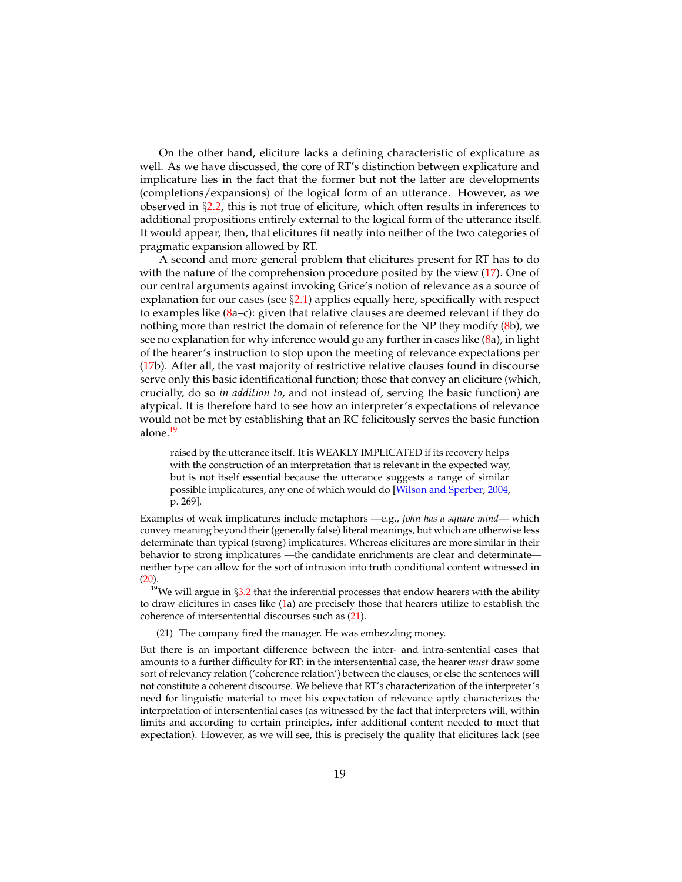On the other hand, eliciture lacks a defining characteristic of explicature as well. As we have discussed, the core of RT's distinction between explicature and implicature lies in the fact that the former but not the latter are developments (completions/expansions) of the logical form of an utterance. However, as we observed in §2.2, this is not true of eliciture, which often results in inferences to additional propositions entirely external to the logical form of the utterance itself. It would appear, then, that elicitures fit neatly into neither of the two categories of pragmatic expansion allowed by RT.

A second and more general problem that elicitures present for RT has to do with the nature of the comprehension procedure posited by the view (17). One of our central arguments against invoking Grice's notion of relevance as a source of explanation for our cases (see §2.1) applies equally here, specifically with respect to examples like (8a–c): given that relative clauses are deemed relevant if they do nothing more than restrict the domain of reference for the NP they modify (8b), we see no explanation for why inference would go any further in cases like (8a), in light of the hearer's instruction to stop upon the meeting of relevance expectations per (17b). After all, the vast majority of restrictive relative clauses found in discourse serve only this basic identificational function; those that convey an eliciture (which, crucially, do so *in addition to*, and not instead of, serving the basic function) are atypical. It is therefore hard to see how an interpreter's expectations of relevance would not be met by establishing that an RC felicitously serves the basic function alone.[19]

---

> raised by the utterance itself. It is WEAKLY IMPLICATED if its recovery helps with the construction of an interpretation that is relevant in the expected way, but is not itself essential because the utterance suggests a range of similar possible implicatures, any one of which would do [Wilson and Sperber, 2004, p. 269].

Examples of weak implicatures include metaphors —e.g., *John has a square mind*— which convey meaning beyond their (generally false) literal meanings, but which are otherwise less determinate than typical (strong) implicatures. Whereas elicitures are more similar in their behavior to strong implicatures —the candidate enrichments are clear and determinate— neither type can allow for the sort of intrusion into truth conditional content witnessed in (20).

[19] We will argue in §3.2 that the inferential processes that endow hearers with the ability to draw elicitures in cases like (1a) are precisely those that hearers utilize to establish the coherence of intersentential discourses such as (21).

(21) The company fired the manager. He was embezzling money.

But there is an important difference between the inter- and intra-sentential cases that amounts to a further difficulty for RT: in the intersentential case, the hearer *must* draw some sort of relevancy relation ('coherence relation') between the clauses, or else the sentences will not constitute a coherent discourse. We believe that RT's characterization of the interpreter's need for linguistic material to meet his expectation of relevance aptly characterizes the interpretation of intersentential cases (as witnessed by the fact that interpreters will, within limits and according to certain principles, infer additional content needed to meet that expectation). However, as we will see, this is precisely the quality that elicitures lack (see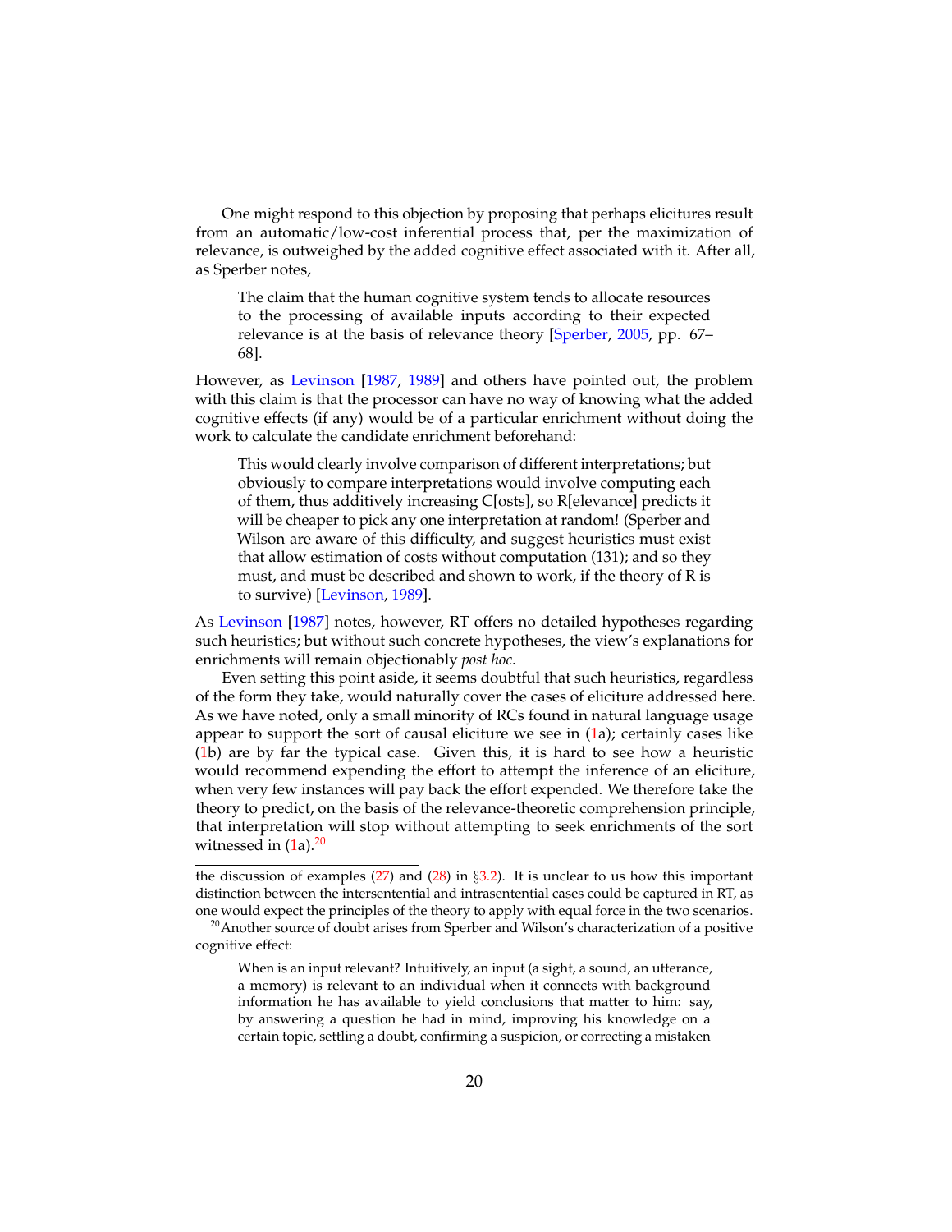One might respond to this objection by proposing that perhaps elicitures result from an automatic/low-cost inferential process that, per the maximization of relevance, is outweighed by the added cognitive effect associated with it. After all, as Sperber notes,

> The claim that the human cognitive system tends to allocate resources to the processing of available inputs according to their expected relevance is at the basis of relevance theory [Sperber, 2005, pp. 67–68].

However, as Levinson [1987, 1989] and others have pointed out, the problem with this claim is that the processor can have no way of knowing what the added cognitive effects (if any) would be of a particular enrichment without doing the work to calculate the candidate enrichment beforehand:

> This would clearly involve comparison of different interpretations; but obviously to compare interpretations would involve computing each of them, thus additively increasing C[osts], so R[elevance] predicts it will be cheaper to pick any one interpretation at random! (Sperber and Wilson are aware of this difficulty, and suggest heuristics must exist that allow estimation of costs without computation (131); and so they must, and must be described and shown to work, if the theory of R is to survive) [Levinson, 1989].

As Levinson [1987] notes, however, RT offers no detailed hypotheses regarding such heuristics; but without such concrete hypotheses, the view's explanations for enrichments will remain objectionably *post hoc*.

Even setting this point aside, it seems doubtful that such heuristics, regardless of the form they take, would naturally cover the cases of eliciture addressed here. As we have noted, only a small minority of RCs found in natural language usage appear to support the sort of causal eliciture we see in (1a); certainly cases like (1b) are by far the typical case. Given this, it is hard to see how a heuristic would recommend expending the effort to attempt the inference of an eliciture, when very few instances will pay back the effort expended. We therefore take the theory to predict, on the basis of the relevance-theoretic comprehension principle, that interpretation will stop without attempting to seek enrichments of the sort witnessed in (1a).[20]

---

the discussion of examples (27) and (28) in §3.2). It is unclear to us how this important distinction between the intersentential and intrasentential cases could be captured in RT, as one would expect the principles of the theory to apply with equal force in the two scenarios.

[20] Another source of doubt arises from Sperber and Wilson's characterization of a positive cognitive effect:

> When is an input relevant? Intuitively, an input (a sight, a sound, an utterance, a memory) is relevant to an individual when it connects with background information he has available to yield conclusions that matter to him: say, by answering a question he had in mind, improving his knowledge on a certain topic, settling a doubt, confirming a suspicion, or correcting a mistaken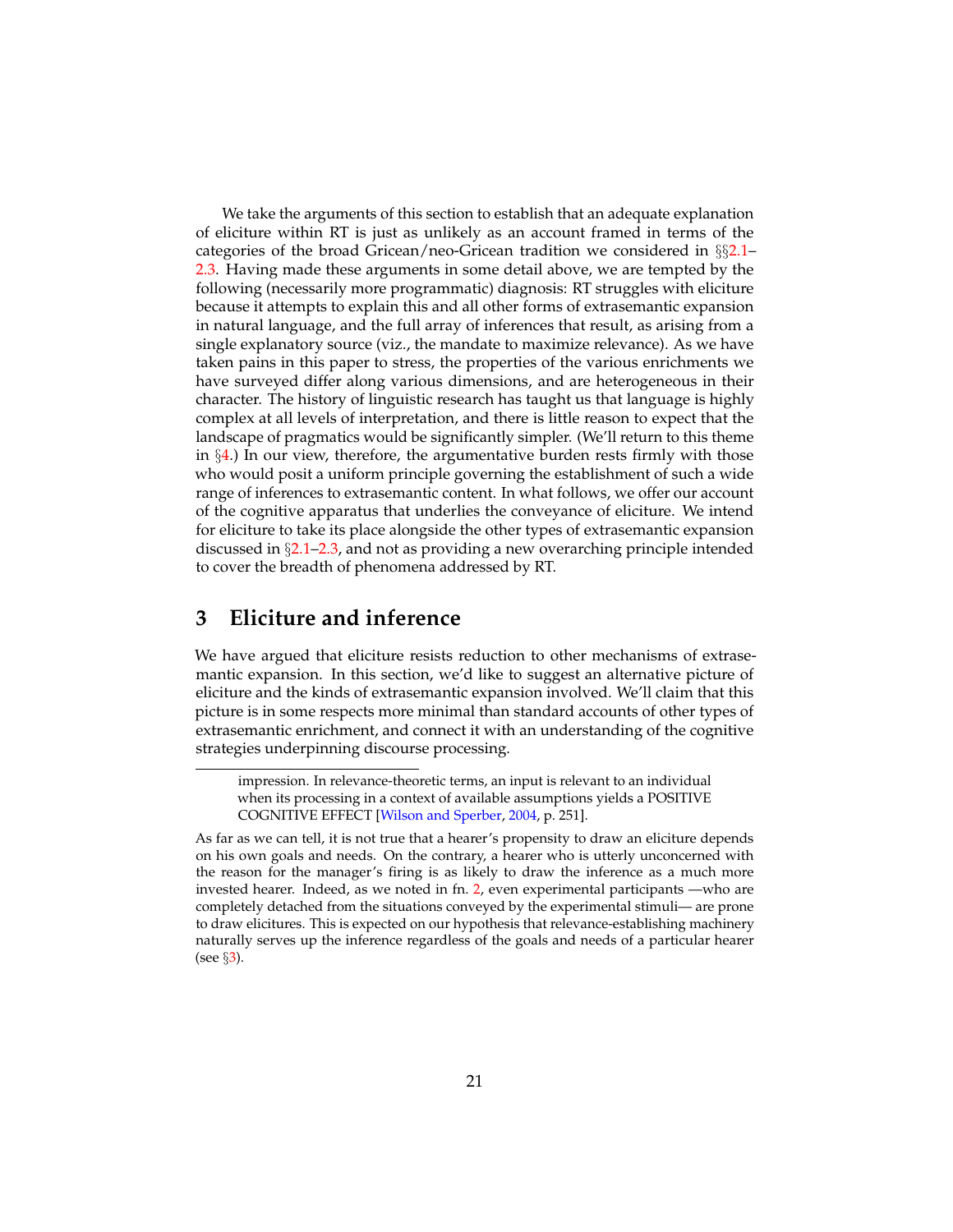We take the arguments of this section to establish that an adequate explanation of eliciture within RT is just as unlikely as an account framed in terms of the categories of the broad Gricean/neo-Gricean tradition we considered in §§2.1–2.3. Having made these arguments in some detail above, we are tempted by the following (necessarily more programmatic) diagnosis: RT struggles with eliciture because it attempts to explain this and all other forms of extrasemantic expansion in natural language, and the full array of inferences that result, as arising from a single explanatory source (viz., the mandate to maximize relevance). As we have taken pains in this paper to stress, the properties of the various enrichments we have surveyed differ along various dimensions, and are heterogeneous in their character. The history of linguistic research has taught us that language is highly complex at all levels of interpretation, and there is little reason to expect that the landscape of pragmatics would be significantly simpler. (We'll return to this theme in §4.) In our view, therefore, the argumentative burden rests firmly with those who would posit a uniform principle governing the establishment of such a wide range of inferences to extrasemantic content. In what follows, we offer our account of the cognitive apparatus that underlies the conveyance of eliciture. We intend for eliciture to take its place alongside the other types of extrasemantic expansion discussed in §2.1–2.3, and not as providing a new overarching principle intended to cover the breadth of phenomena addressed by RT.

## 3 Eliciture and inference

We have argued that eliciture resists reduction to other mechanisms of extrasemantic expansion. In this section, we'd like to suggest an alternative picture of eliciture and the kinds of extrasemantic expansion involved. We'll claim that this picture is in some respects more minimal than standard accounts of other types of extrasemantic enrichment, and connect it with an understanding of the cognitive strategies underpinning discourse processing.

---

> impression. In relevance-theoretic terms, an input is relevant to an individual when its processing in a context of available assumptions yields a POSITIVE COGNITIVE EFFECT [Wilson and Sperber, 2004, p. 251].

As far as we can tell, it is not true that a hearer's propensity to draw an eliciture depends on his own goals and needs. On the contrary, a hearer who is utterly unconcerned with the reason for the manager's firing is as likely to draw the inference as a much more invested hearer. Indeed, as we noted in fn. 2, even experimental participants —who are completely detached from the situations conveyed by the experimental stimuli— are prone to draw elicitures. This is expected on our hypothesis that relevance-establishing machinery naturally serves up the inference regardless of the goals and needs of a particular hearer (see §3).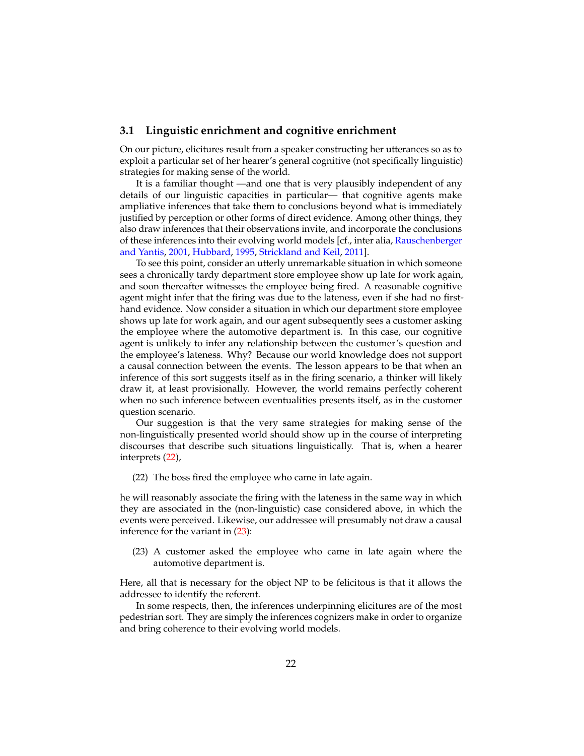### 3.1 Linguistic enrichment and cognitive enrichment

On our picture, elicitures result from a speaker constructing her utterances so as to exploit a particular set of her hearer's general cognitive (not specifically linguistic) strategies for making sense of the world.

It is a familiar thought —and one that is very plausibly independent of any details of our linguistic capacities in particular— that cognitive agents make ampliative inferences that take them to conclusions beyond what is immediately justified by perception or other forms of direct evidence. Among other things, they also draw inferences that their observations invite, and incorporate the conclusions of these inferences into their evolving world models [cf., inter alia, Rauschenberger and Yantis, 2001, Hubbard, 1995, Strickland and Keil, 2011].

To see this point, consider an utterly unremarkable situation in which someone sees a chronically tardy department store employee show up late for work again, and soon thereafter witnesses the employee being fired. A reasonable cognitive agent might infer that the firing was due to the lateness, even if she had no first-hand evidence. Now consider a situation in which our department store employee shows up late for work again, and our agent subsequently sees a customer asking the employee where the automotive department is. In this case, our cognitive agent is unlikely to infer any relationship between the customer's question and the employee's lateness. Why? Because our world knowledge does not support a causal connection between the events. The lesson appears to be that when an inference of this sort suggests itself as in the firing scenario, a thinker will likely draw it, at least provisionally. However, the world remains perfectly coherent when no such inference between eventualities presents itself, as in the customer question scenario.

Our suggestion is that the very same strategies for making sense of the non-linguistically presented world should show up in the course of interpreting discourses that describe such situations linguistically. That is, when a hearer interprets (22),

(22) The boss fired the employee who came in late again.

he will reasonably associate the firing with the lateness in the same way in which they are associated in the (non-linguistic) case considered above, in which the events were perceived. Likewise, our addressee will presumably not draw a causal inference for the variant in (23):

(23) A customer asked the employee who came in late again where the automotive department is.

Here, all that is necessary for the object NP to be felicitous is that it allows the addressee to identify the referent.

In some respects, then, the inferences underpinning elicitures are of the most pedestrian sort. They are simply the inferences cognizers make in order to organize and bring coherence to their evolving world models.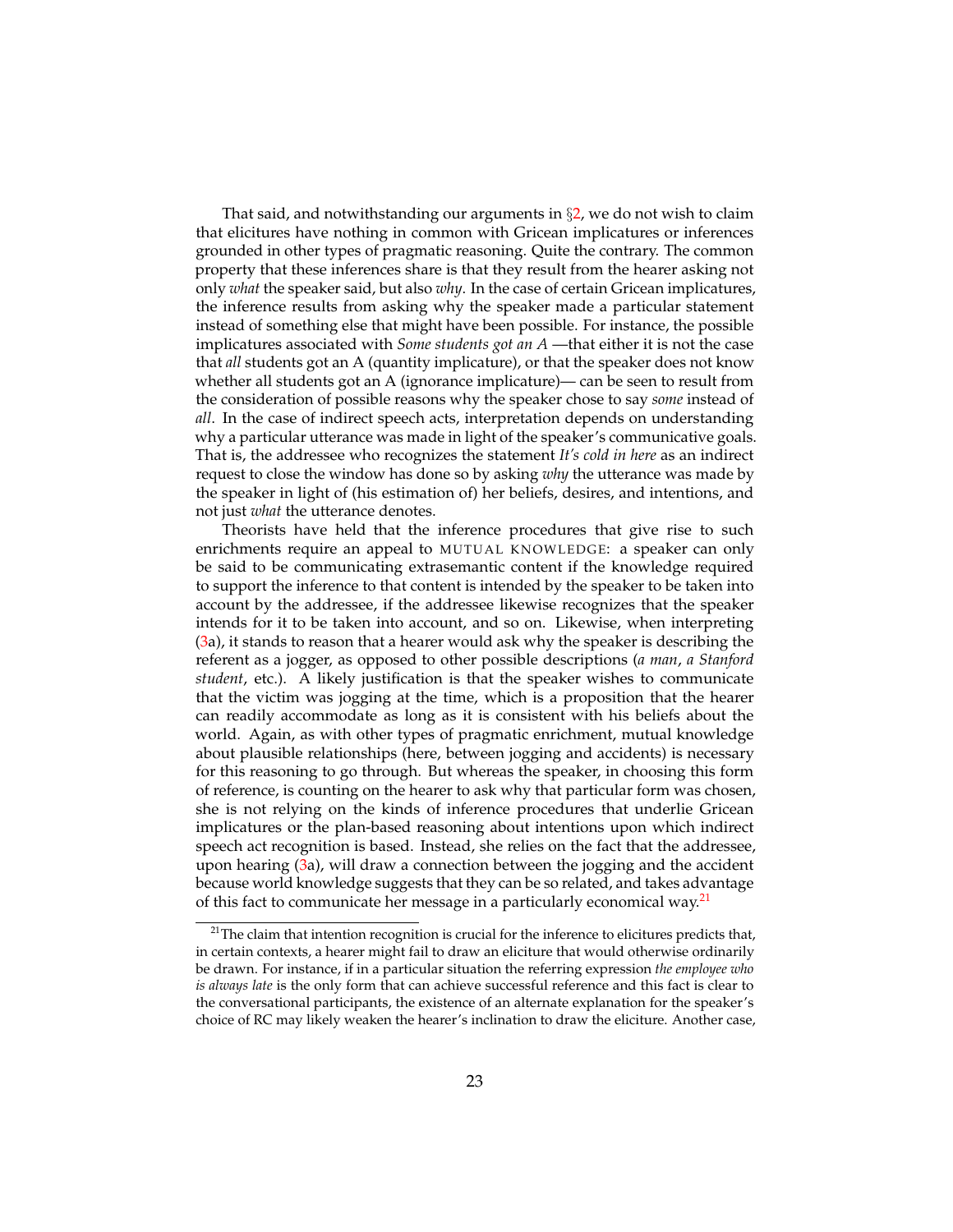That said, and notwithstanding our arguments in §2, we do not wish to claim that elicitures have nothing in common with Gricean implicatures or inferences grounded in other types of pragmatic reasoning. Quite the contrary. The common property that these inferences share is that they result from the hearer asking not only *what* the speaker said, but also *why*. In the case of certain Gricean implicatures, the inference results from asking why the speaker made a particular statement instead of something else that might have been possible. For instance, the possible implicatures associated with *Some students got an A* —that either it is not the case that *all* students got an A (quantity implicature), or that the speaker does not know whether all students got an A (ignorance implicature)— can be seen to result from the consideration of possible reasons why the speaker chose to say *some* instead of *all*. In the case of indirect speech acts, interpretation depends on understanding why a particular utterance was made in light of the speaker's communicative goals. That is, the addressee who recognizes the statement *It's cold in here* as an indirect request to close the window has done so by asking *why* the utterance was made by the speaker in light of (his estimation of) her beliefs, desires, and intentions, and not just *what* the utterance denotes.

Theorists have held that the inference procedures that give rise to such enrichments require an appeal to MUTUAL KNOWLEDGE: a speaker can only be said to be communicating extrasemantic content if the knowledge required to support the inference to that content is intended by the speaker to be taken into account by the addressee, if the addressee likewise recognizes that the speaker intends for it to be taken into account, and so on. Likewise, when interpreting (3a), it stands to reason that a hearer would ask why the speaker is describing the referent as a jogger, as opposed to other possible descriptions (*a man*, *a Stanford student*, etc.). A likely justification is that the speaker wishes to communicate that the victim was jogging at the time, which is a proposition that the hearer can readily accommodate as long as it is consistent with his beliefs about the world. Again, as with other types of pragmatic enrichment, mutual knowledge about plausible relationships (here, between jogging and accidents) is necessary for this reasoning to go through. But whereas the speaker, in choosing this form of reference, is counting on the hearer to ask why that particular form was chosen, she is not relying on the kinds of inference procedures that underlie Gricean implicatures or the plan-based reasoning about intentions upon which indirect speech act recognition is based. Instead, she relies on the fact that the addressee, upon hearing (3a), will draw a connection between the jogging and the accident because world knowledge suggests that they can be so related, and takes advantage of this fact to communicate her message in a particularly economical way.[21]

[21]The claim that intention recognition is crucial for the inference to elicitures predicts that, in certain contexts, a hearer might fail to draw an eliciture that would otherwise ordinarily be drawn. For instance, if in a particular situation the referring expression *the employee who is always late* is the only form that can achieve successful reference and this fact is clear to the conversational participants, the existence of an alternate explanation for the speaker's choice of RC may likely weaken the hearer's inclination to draw the eliciture. Another case,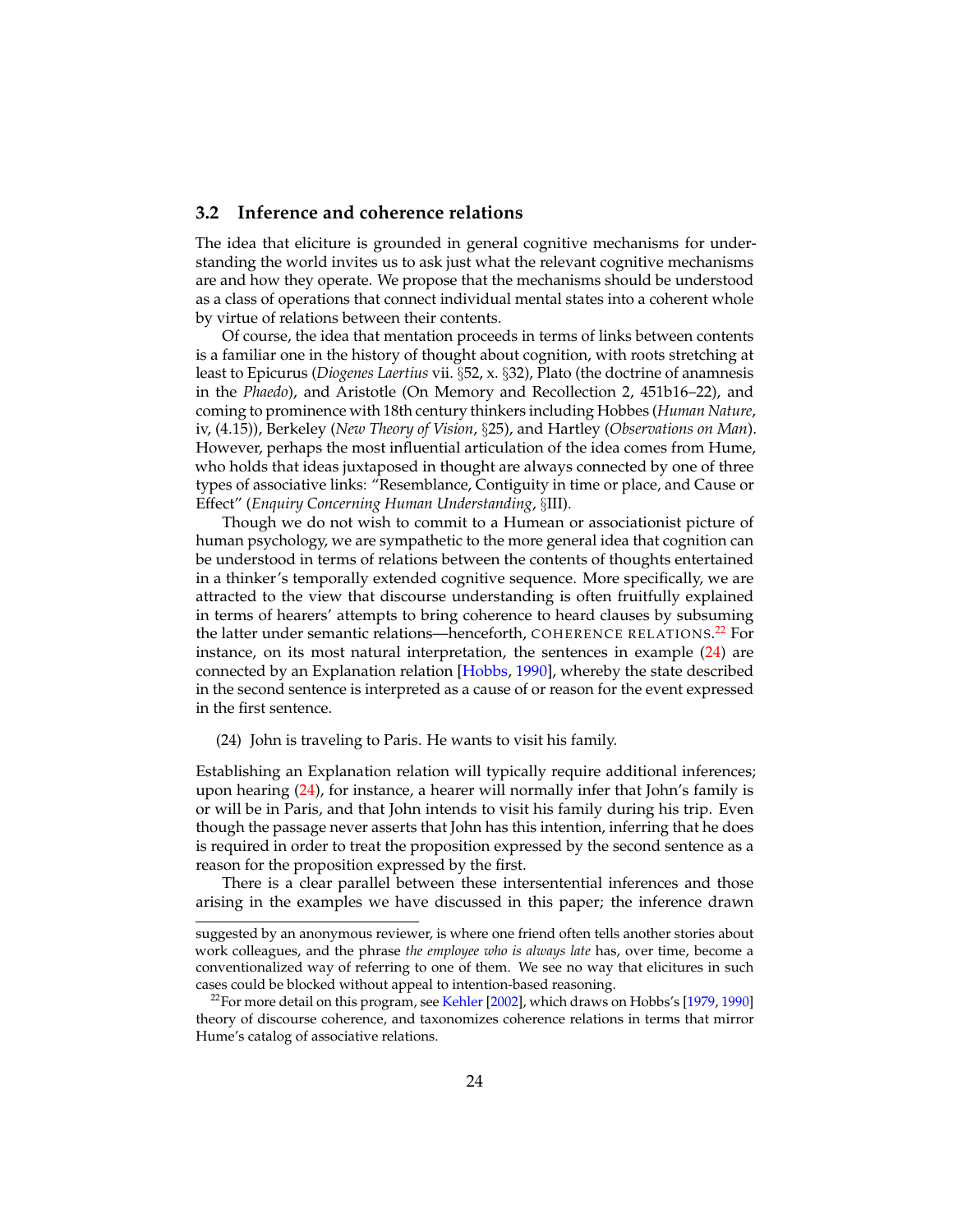### 3.2 Inference and coherence relations

The idea that eliciture is grounded in general cognitive mechanisms for understanding the world invites us to ask just what the relevant cognitive mechanisms are and how they operate. We propose that the mechanisms should be understood as a class of operations that connect individual mental states into a coherent whole by virtue of relations between their contents.

Of course, the idea that mentation proceeds in terms of links between contents is a familiar one in the history of thought about cognition, with roots stretching at least to Epicurus (*Diogenes Laertius* vii. §52, x. §32), Plato (the doctrine of anamnesis in the *Phaedo*), and Aristotle (On Memory and Recollection 2, 451b16–22), and coming to prominence with 18th century thinkers including Hobbes (*Human Nature*, iv, (4.15)), Berkeley (*New Theory of Vision*, §25), and Hartley (*Observations on Man*). However, perhaps the most influential articulation of the idea comes from Hume, who holds that ideas juxtaposed in thought are always connected by one of three types of associative links: "Resemblance, Contiguity in time or place, and Cause or Effect" (*Enquiry Concerning Human Understanding*, §III).

Though we do not wish to commit to a Humean or associationist picture of human psychology, we are sympathetic to the more general idea that cognition can be understood in terms of relations between the contents of thoughts entertained in a thinker's temporally extended cognitive sequence. More specifically, we are attracted to the view that discourse understanding is often fruitfully explained in terms of hearers' attempts to bring coherence to heard clauses by subsuming the latter under semantic relations—henceforth, COHERENCE RELATIONS.[22] For instance, on its most natural interpretation, the sentences in example (24) are connected by an Explanation relation [Hobbs, 1990], whereby the state described in the second sentence is interpreted as a cause of or reason for the event expressed in the first sentence.

(24) John is traveling to Paris. He wants to visit his family.

Establishing an Explanation relation will typically require additional inferences; upon hearing (24), for instance, a hearer will normally infer that John's family is or will be in Paris, and that John intends to visit his family during his trip. Even though the passage never asserts that John has this intention, inferring that he does is required in order to treat the proposition expressed by the second sentence as a reason for the proposition expressed by the first.

There is a clear parallel between these intersentential inferences and those arising in the examples we have discussed in this paper; the inference drawn

---

suggested by an anonymous reviewer, is where one friend often tells another stories about work colleagues, and the phrase *the employee who is always late* has, over time, become a conventionalized way of referring to one of them. We see no way that elicitures in such cases could be blocked without appeal to intention-based reasoning.

[22] For more detail on this program, see Kehler [2002], which draws on Hobbs's [1979, 1990] theory of discourse coherence, and taxonomizes coherence relations in terms that mirror Hume's catalog of associative relations.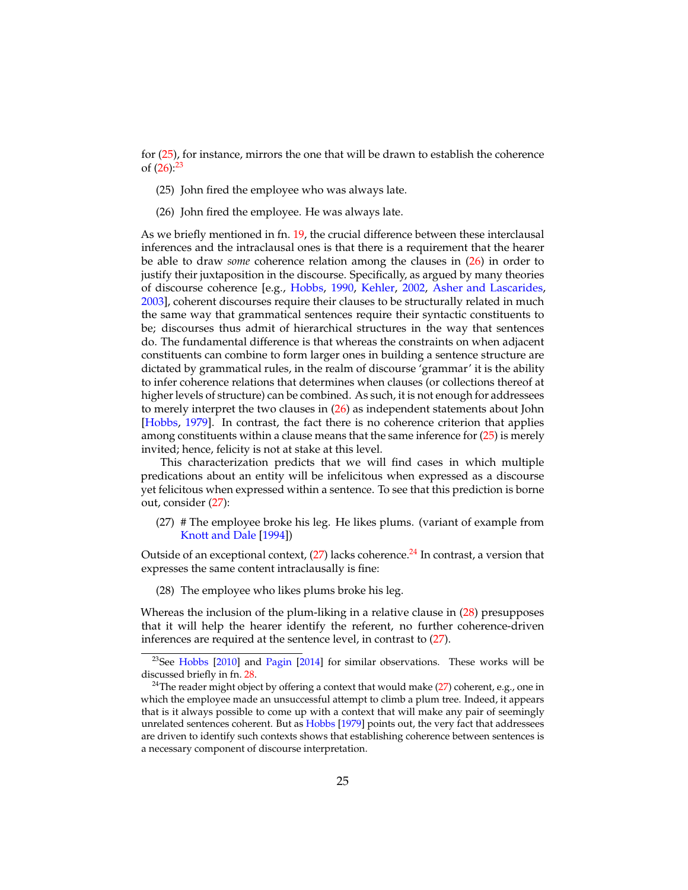for (25), for instance, mirrors the one that will be drawn to establish the coherence of (26):[23]

(25) John fired the employee who was always late.

(26) John fired the employee. He was always late.

As we briefly mentioned in fn. 19, the crucial difference between these interclausal inferences and the intraclausal ones is that there is a requirement that the hearer be able to draw *some* coherence relation among the clauses in (26) in order to justify their juxtaposition in the discourse. Specifically, as argued by many theories of discourse coherence [e.g., Hobbs, 1990, Kehler, 2002, Asher and Lascarides, 2003], coherent discourses require their clauses to be structurally related in much the same way that grammatical sentences require their syntactic constituents to be; discourses thus admit of hierarchical structures in the way that sentences do. The fundamental difference is that whereas the constraints on when adjacent constituents can combine to form larger ones in building a sentence structure are dictated by grammatical rules, in the realm of discourse 'grammar' it is the ability to infer coherence relations that determines when clauses (or collections thereof at higher levels of structure) can be combined. As such, it is not enough for addressees to merely interpret the two clauses in (26) as independent statements about John [Hobbs, 1979]. In contrast, the fact there is no coherence criterion that applies among constituents within a clause means that the same inference for (25) is merely invited; hence, felicity is not at stake at this level.

This characterization predicts that we will find cases in which multiple predications about an entity will be infelicitous when expressed as a discourse yet felicitous when expressed within a sentence. To see that this prediction is borne out, consider (27):

(27) # The employee broke his leg. He likes plums. (variant of example from Knott and Dale [1994])

Outside of an exceptional context, (27) lacks coherence.[24] In contrast, a version that expresses the same content intraclausally is fine:

(28) The employee who likes plums broke his leg.

Whereas the inclusion of the plum-liking in a relative clause in (28) presupposes that it will help the hearer identify the referent, no further coherence-driven inferences are required at the sentence level, in contrast to (27).

---

[23]See Hobbs [2010] and Pagin [2014] for similar observations. These works will be discussed briefly in fn. 28.

[24]The reader might object by offering a context that would make (27) coherent, e.g., one in which the employee made an unsuccessful attempt to climb a plum tree. Indeed, it appears that is it always possible to come up with a context that will make any pair of seemingly unrelated sentences coherent. But as Hobbs [1979] points out, the very fact that addressees are driven to identify such contexts shows that establishing coherence between sentences is a necessary component of discourse interpretation.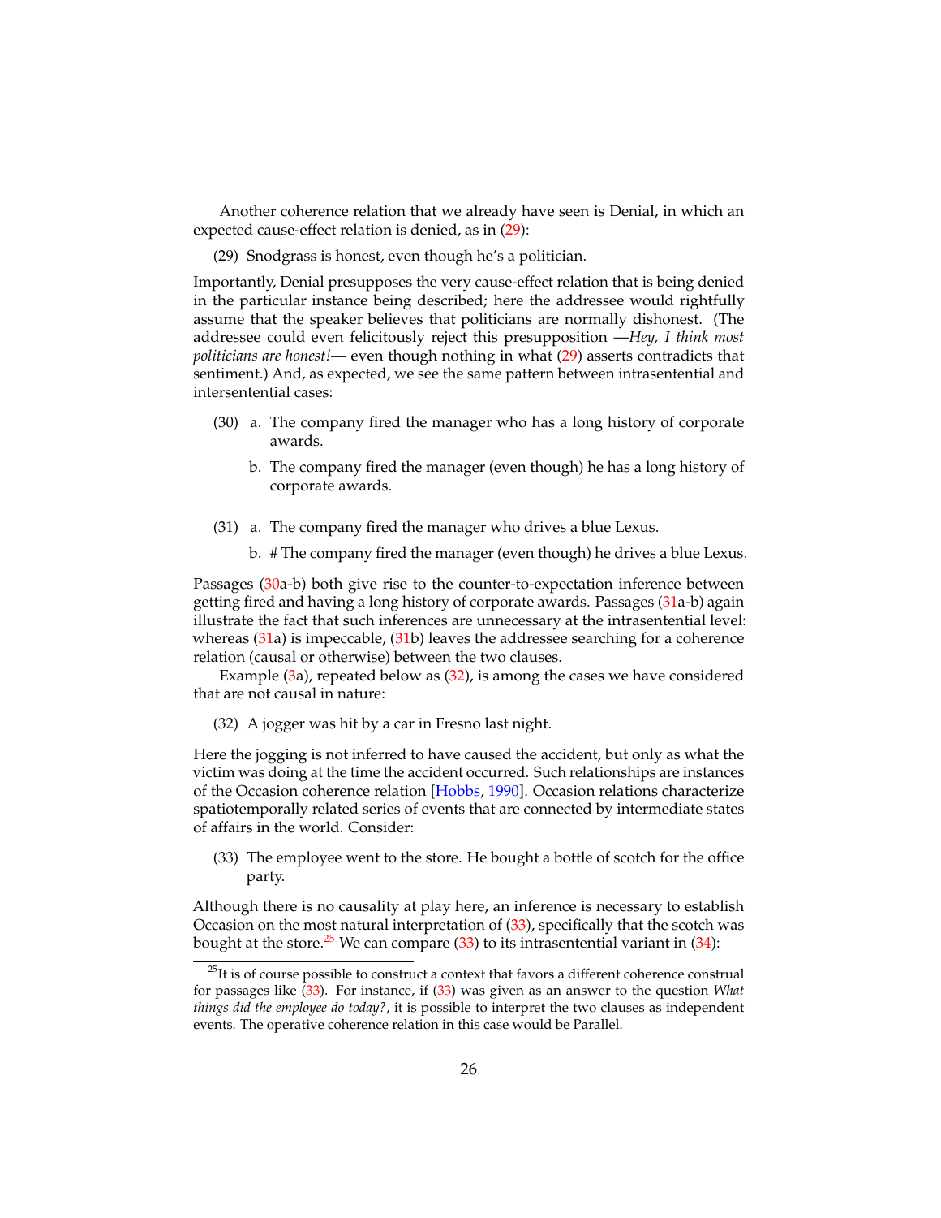Another coherence relation that we already have seen is Denial, in which an expected cause-effect relation is denied, as in (29):

(29) Snodgrass is honest, even though he's a politician.

Importantly, Denial presupposes the very cause-effect relation that is being denied in the particular instance being described; here the addressee would rightfully assume that the speaker believes that politicians are normally dishonest. (The addressee could even felicitously reject this presupposition —*Hey, I think most politicians are honest!*— even though nothing in what (29) asserts contradicts that sentiment.) And, as expected, we see the same pattern between intrasentential and intersentential cases:

(30) a. The company fired the manager who has a long history of corporate awards.

b. The company fired the manager (even though) he has a long history of corporate awards.

(31) a. The company fired the manager who drives a blue Lexus.

b. # The company fired the manager (even though) he drives a blue Lexus.

Passages (30a-b) both give rise to the counter-to-expectation inference between getting fired and having a long history of corporate awards. Passages (31a-b) again illustrate the fact that such inferences are unnecessary at the intrasentential level: whereas (31a) is impeccable, (31b) leaves the addressee searching for a coherence relation (causal or otherwise) between the two clauses.

Example (3a), repeated below as (32), is among the cases we have considered that are not causal in nature:

(32) A jogger was hit by a car in Fresno last night.

Here the jogging is not inferred to have caused the accident, but only as what the victim was doing at the time the accident occurred. Such relationships are instances of the Occasion coherence relation [Hobbs, 1990]. Occasion relations characterize spatiotemporally related series of events that are connected by intermediate states of affairs in the world. Consider:

(33) The employee went to the store. He bought a bottle of scotch for the office party.

Although there is no causality at play here, an inference is necessary to establish Occasion on the most natural interpretation of (33), specifically that the scotch was bought at the store.[25] We can compare (33) to its intrasentential variant in (34):

[25] It is of course possible to construct a context that favors a different coherence construal for passages like (33). For instance, if (33) was given as an answer to the question *What things did the employee do today?*, it is possible to interpret the two clauses as independent events. The operative coherence relation in this case would be Parallel.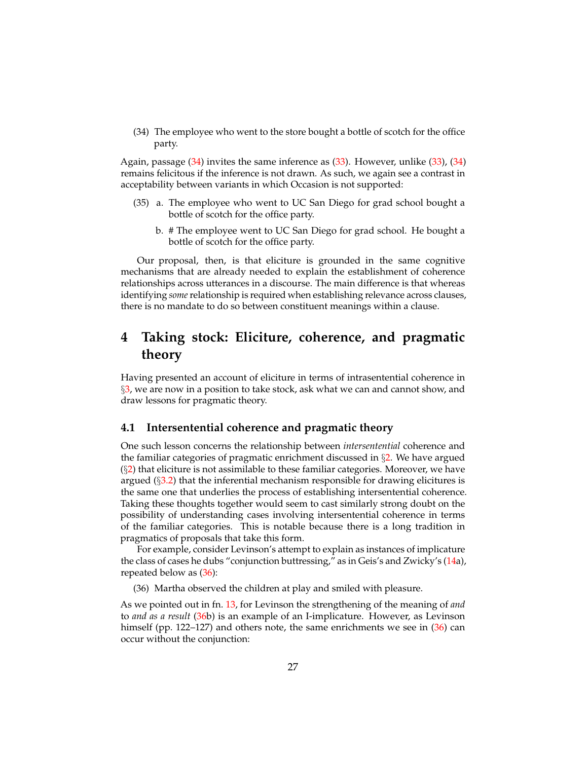(34) The employee who went to the store bought a bottle of scotch for the office party.

Again, passage (34) invites the same inference as (33). However, unlike (33), (34) remains felicitous if the inference is not drawn. As such, we again see a contrast in acceptability between variants in which Occasion is not supported:

(35) a. The employee who went to UC San Diego for grad school bought a bottle of scotch for the office party.

b. # The employee went to UC San Diego for grad school. He bought a bottle of scotch for the office party.

Our proposal, then, is that eliciture is grounded in the same cognitive mechanisms that are already needed to explain the establishment of coherence relationships across utterances in a discourse. The main difference is that whereas identifying *some* relationship is required when establishing relevance across clauses, there is no mandate to do so between constituent meanings within a clause.

# 4 Taking stock: Eliciture, coherence, and pragmatic theory

Having presented an account of eliciture in terms of intrasentential coherence in §3, we are now in a position to take stock, ask what we can and cannot show, and draw lessons for pragmatic theory.

## 4.1 Intersentential coherence and pragmatic theory

One such lesson concerns the relationship between *intersentential* coherence and the familiar categories of pragmatic enrichment discussed in §2. We have argued (§2) that eliciture is not assimilable to these familiar categories. Moreover, we have argued (§3.2) that the inferential mechanism responsible for drawing elicitures is the same one that underlies the process of establishing intersentential coherence. Taking these thoughts together would seem to cast similarly strong doubt on the possibility of understanding cases involving intersentential coherence in terms of the familiar categories. This is notable because there is a long tradition in pragmatics of proposals that take this form.

For example, consider Levinson's attempt to explain as instances of implicature the class of cases he dubs "conjunction buttressing," as in Geis's and Zwicky's (14a), repeated below as (36):

(36) Martha observed the children at play and smiled with pleasure.

As we pointed out in fn. 13, for Levinson the strengthening of the meaning of *and* to *and as a result* (36b) is an example of an I-implicature. However, as Levinson himself (pp. 122–127) and others note, the same enrichments we see in (36) can occur without the conjunction: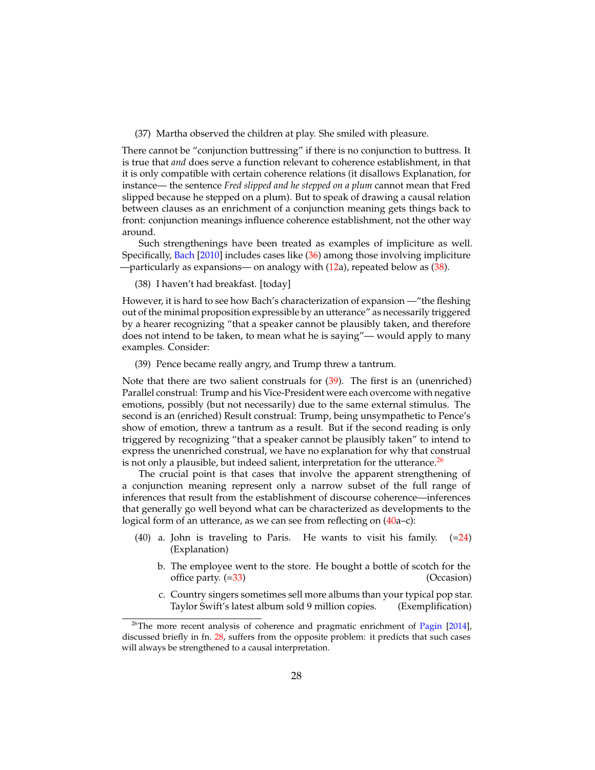(37) Martha observed the children at play. She smiled with pleasure.

There cannot be "conjunction buttressing" if there is no conjunction to buttress. It is true that *and* does serve a function relevant to coherence establishment, in that it is only compatible with certain coherence relations (it disallows Explanation, for instance— the sentence *Fred slipped and he stepped on a plum* cannot mean that Fred slipped because he stepped on a plum). But to speak of drawing a causal relation between clauses as an enrichment of a conjunction meaning gets things back to front: conjunction meanings influence coherence establishment, not the other way around.

Such strengthenings have been treated as examples of impliciture as well. Specifically, Bach [2010] includes cases like (36) among those involving impliciture —particularly as expansions— on analogy with (12a), repeated below as (38).

(38) I haven't had breakfast. [today]

However, it is hard to see how Bach's characterization of expansion —"the fleshing out of the minimal proposition expressible by an utterance" as necessarily triggered by a hearer recognizing "that a speaker cannot be plausibly taken, and therefore does not intend to be taken, to mean what he is saying"— would apply to many examples. Consider:

(39) Pence became really angry, and Trump threw a tantrum.

Note that there are two salient construals for (39). The first is an (unenriched) Parallel construal: Trump and his Vice-President were each overcome with negative emotions, possibly (but not necessarily) due to the same external stimulus. The second is an (enriched) Result construal: Trump, being unsympathetic to Pence's show of emotion, threw a tantrum as a result. But if the second reading is only triggered by recognizing "that a speaker cannot be plausibly taken" to intend to express the unenriched construal, we have no explanation for why that construal is not only a plausible, but indeed salient, interpretation for the utterance.[26]

The crucial point is that cases that involve the apparent strengthening of a conjunction meaning represent only a narrow subset of the full range of inferences that result from the establishment of discourse coherence—inferences that generally go well beyond what can be characterized as developments to the logical form of an utterance, as we can see from reflecting on (40a–c):

(40) a. John is traveling to Paris. He wants to visit his family. (=24) (Explanation)

b. The employee went to the store. He bought a bottle of scotch for the office party. (=33) (Occasion)

c. Country singers sometimes sell more albums than your typical pop star. Taylor Swift's latest album sold 9 million copies. (Exemplification)

[26] The more recent analysis of coherence and pragmatic enrichment of Pagin [2014], discussed briefly in fn. 28, suffers from the opposite problem: it predicts that such cases will always be strengthened to a causal interpretation.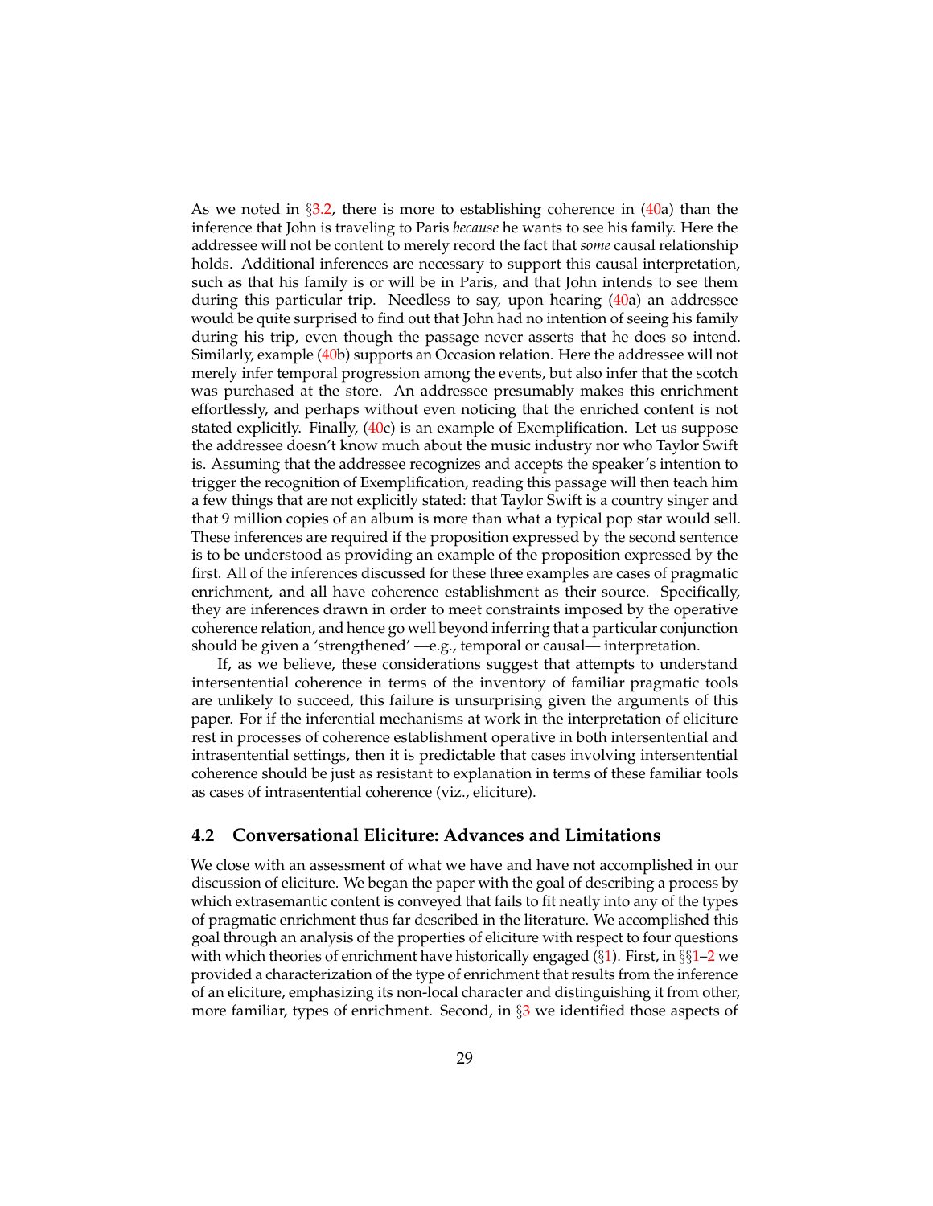As we noted in §3.2, there is more to establishing coherence in (40a) than the inference that John is traveling to Paris *because* he wants to see his family. Here the addressee will not be content to merely record the fact that *some* causal relationship holds. Additional inferences are necessary to support this causal interpretation, such as that his family is or will be in Paris, and that John intends to see them during this particular trip. Needless to say, upon hearing (40a) an addressee would be quite surprised to find out that John had no intention of seeing his family during his trip, even though the passage never asserts that he does so intend. Similarly, example (40b) supports an Occasion relation. Here the addressee will not merely infer temporal progression among the events, but also infer that the scotch was purchased at the store. An addressee presumably makes this enrichment effortlessly, and perhaps without even noticing that the enriched content is not stated explicitly. Finally, (40c) is an example of Exemplification. Let us suppose the addressee doesn't know much about the music industry nor who Taylor Swift is. Assuming that the addressee recognizes and accepts the speaker's intention to trigger the recognition of Exemplification, reading this passage will then teach him a few things that are not explicitly stated: that Taylor Swift is a country singer and that 9 million copies of an album is more than what a typical pop star would sell. These inferences are required if the proposition expressed by the second sentence is to be understood as providing an example of the proposition expressed by the first. All of the inferences discussed for these three examples are cases of pragmatic enrichment, and all have coherence establishment as their source. Specifically, they are inferences drawn in order to meet constraints imposed by the operative coherence relation, and hence go well beyond inferring that a particular conjunction should be given a 'strengthened' —e.g., temporal or causal— interpretation.

If, as we believe, these considerations suggest that attempts to understand intersentential coherence in terms of the inventory of familiar pragmatic tools are unlikely to succeed, this failure is unsurprising given the arguments of this paper. For if the inferential mechanisms at work in the interpretation of eliciture rest in processes of coherence establishment operative in both intersentential and intrasentential settings, then it is predictable that cases involving intersentential coherence should be just as resistant to explanation in terms of these familiar tools as cases of intrasentential coherence (viz., eliciture).

## 4.2 Conversational Eliciture: Advances and Limitations

We close with an assessment of what we have and have not accomplished in our discussion of eliciture. We began the paper with the goal of describing a process by which extrasemantic content is conveyed that fails to fit neatly into any of the types of pragmatic enrichment thus far described in the literature. We accomplished this goal through an analysis of the properties of eliciture with respect to four questions with which theories of enrichment have historically engaged (§1). First, in §§1–2 we provided a characterization of the type of enrichment that results from the inference of an eliciture, emphasizing its non-local character and distinguishing it from other, more familiar, types of enrichment. Second, in §3 we identified those aspects of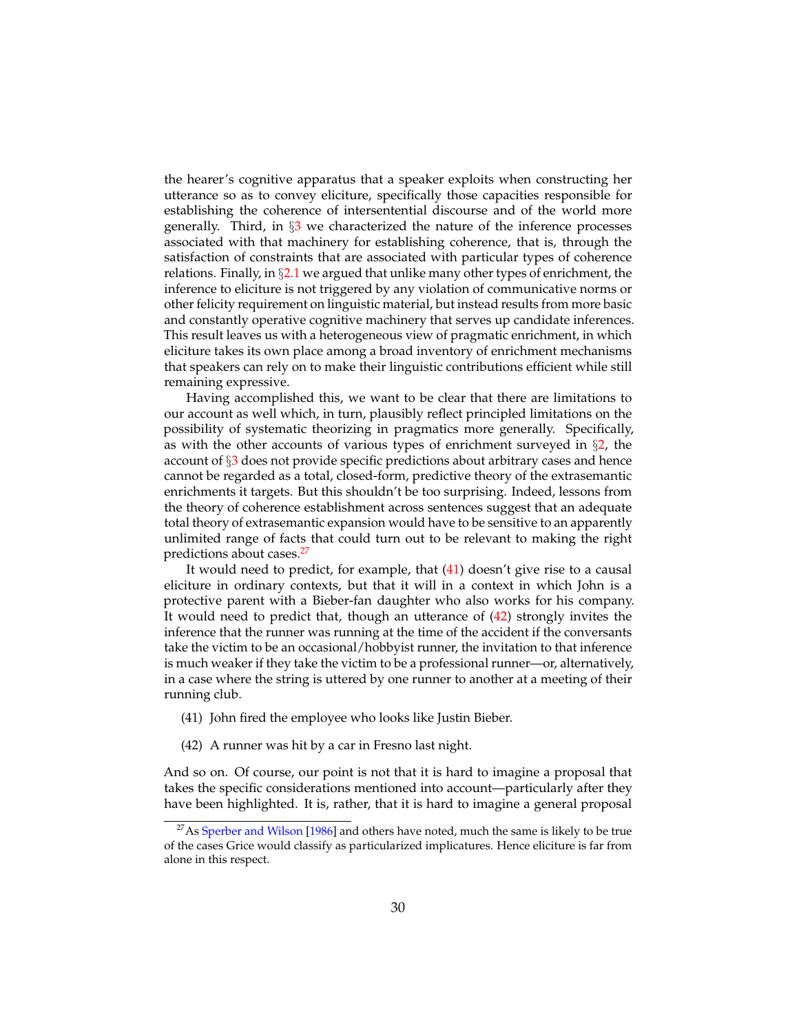the hearer's cognitive apparatus that a speaker exploits when constructing her utterance so as to convey eliciture, specifically those capacities responsible for establishing the coherence of intersentential discourse and of the world more generally. Third, in §3 we characterized the nature of the inference processes associated with that machinery for establishing coherence, that is, through the satisfaction of constraints that are associated with particular types of coherence relations. Finally, in §2.1 we argued that unlike many other types of enrichment, the inference to eliciture is not triggered by any violation of communicative norms or other felicity requirement on linguistic material, but instead results from more basic and constantly operative cognitive machinery that serves up candidate inferences. This result leaves us with a heterogeneous view of pragmatic enrichment, in which eliciture takes its own place among a broad inventory of enrichment mechanisms that speakers can rely on to make their linguistic contributions efficient while still remaining expressive.

Having accomplished this, we want to be clear that there are limitations to our account as well which, in turn, plausibly reflect principled limitations on the possibility of systematic theorizing in pragmatics more generally. Specifically, as with the other accounts of various types of enrichment surveyed in §2, the account of §3 does not provide specific predictions about arbitrary cases and hence cannot be regarded as a total, closed-form, predictive theory of the extrasemantic enrichments it targets. But this shouldn't be too surprising. Indeed, lessons from the theory of coherence establishment across sentences suggest that an adequate total theory of extrasemantic expansion would have to be sensitive to an apparently unlimited range of facts that could turn out to be relevant to making the right predictions about cases.[27]

It would need to predict, for example, that (41) doesn't give rise to a causal eliciture in ordinary contexts, but that it will in a context in which John is a protective parent with a Bieber-fan daughter who also works for his company. It would need to predict that, though an utterance of (42) strongly invites the inference that the runner was running at the time of the accident if the conversants take the victim to be an occasional/hobbyist runner, the invitation to that inference is much weaker if they take the victim to be a professional runner—or, alternatively, in a case where the string is uttered by one runner to another at a meeting of their running club.

(41) John fired the employee who looks like Justin Bieber.

(42) A runner was hit by a car in Fresno last night.

And so on. Of course, our point is not that it is hard to imagine a proposal that takes the specific considerations mentioned into account—particularly after they have been highlighted. It is, rather, that it is hard to imagine a general proposal

[27] As Sperber and Wilson [1986] and others have noted, much the same is likely to be true of the cases Grice would classify as particularized implicatures. Hence eliciture is far from alone in this respect.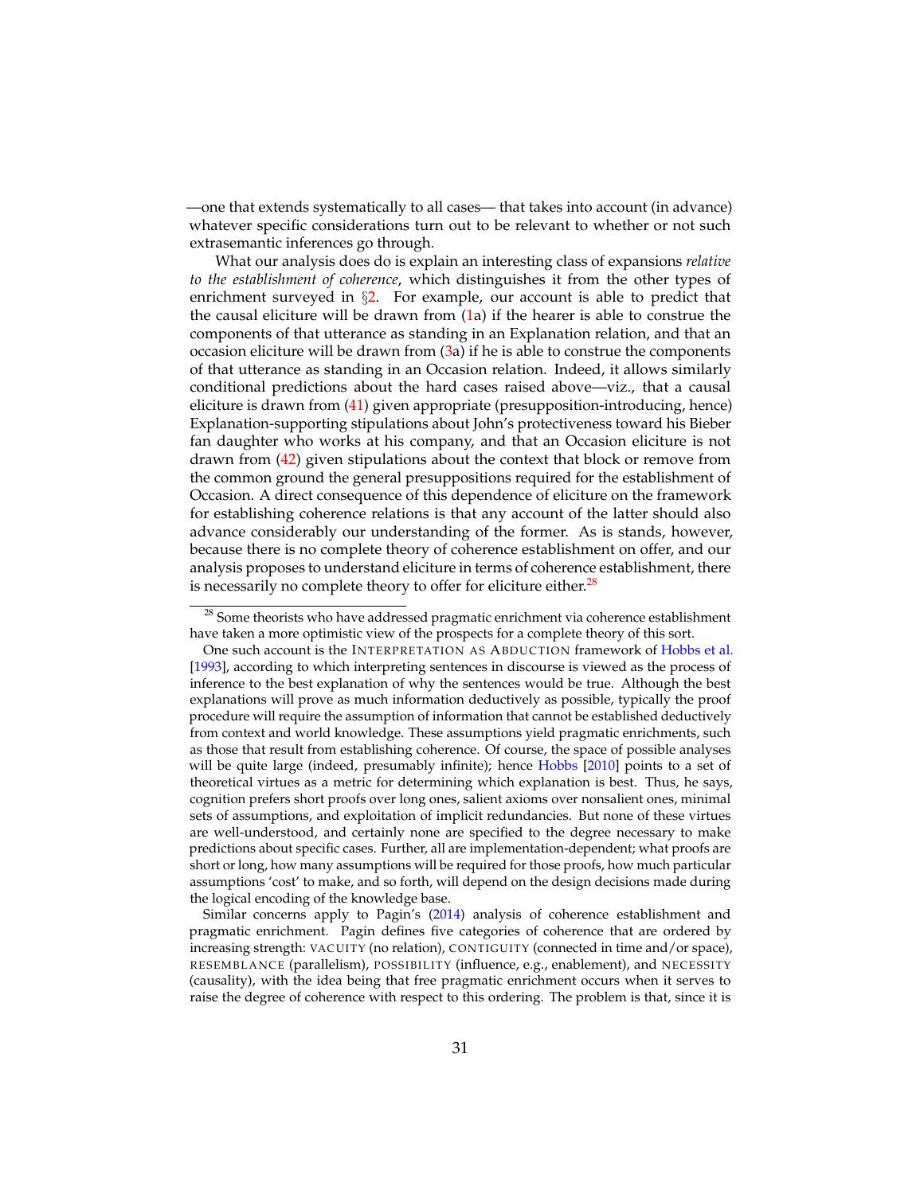—one that extends systematically to all cases— that takes into account (in advance) whatever specific considerations turn out to be relevant to whether or not such extrasemantic inferences go through.

What our analysis does do is explain an interesting class of expansions *relative to the establishment of coherence*, which distinguishes it from the other types of enrichment surveyed in §2. For example, our account is able to predict that the causal eliciture will be drawn from (1a) if the hearer is able to construe the components of that utterance as standing in an Explanation relation, and that an occasion eliciture will be drawn from (3a) if he is able to construe the components of that utterance as standing in an Occasion relation. Indeed, it allows similarly conditional predictions about the hard cases raised above—viz., that a causal eliciture is drawn from (41) given appropriate (presupposition-introducing, hence) Explanation-supporting stipulations about John's protectiveness toward his Bieber fan daughter who works at his company, and that an Occasion eliciture is not drawn from (42) given stipulations about the context that block or remove from the common ground the general presuppositions required for the establishment of Occasion. A direct consequence of this dependence of eliciture on the framework for establishing coherence relations is that any account of the latter should also advance considerably our understanding of the former. As is stands, however, because there is no complete theory of coherence establishment on offer, and our analysis proposes to understand eliciture in terms of coherence establishment, there is necessarily no complete theory to offer for eliciture either.[28]

---

[28] Some theorists who have addressed pragmatic enrichment via coherence establishment have taken a more optimistic view of the prospects for a complete theory of this sort.

One such account is the INTERPRETATION AS ABDUCTION framework of Hobbs et al. [1993], according to which interpreting sentences in discourse is viewed as the process of inference to the best explanation of why the sentences would be true. Although the best explanations will prove as much information deductively as possible, typically the proof procedure will require the assumption of information that cannot be established deductively from context and world knowledge. These assumptions yield pragmatic enrichments, such as those that result from establishing coherence. Of course, the space of possible analyses will be quite large (indeed, presumably infinite); hence Hobbs [2010] points to a set of theoretical virtues as a metric for determining which explanation is best. Thus, he says, cognition prefers short proofs over long ones, salient axioms over nonsalient ones, minimal sets of assumptions, and exploitation of implicit redundancies. But none of these virtues are well-understood, and certainly none are specified to the degree necessary to make predictions about specific cases. Further, all are implementation-dependent; what proofs are short or long, how many assumptions will be required for those proofs, how much particular assumptions 'cost' to make, and so forth, will depend on the design decisions made during the logical encoding of the knowledge base.

Similar concerns apply to Pagin's (2014) analysis of coherence establishment and pragmatic enrichment. Pagin defines five categories of coherence that are ordered by increasing strength: VACUITY (no relation), CONTIGUITY (connected in time and/or space), RESEMBLANCE (parallelism), POSSIBILITY (influence, e.g., enablement), and NECESSITY (causality), with the idea being that free pragmatic enrichment occurs when it serves to raise the degree of coherence with respect to this ordering. The problem is that, since it is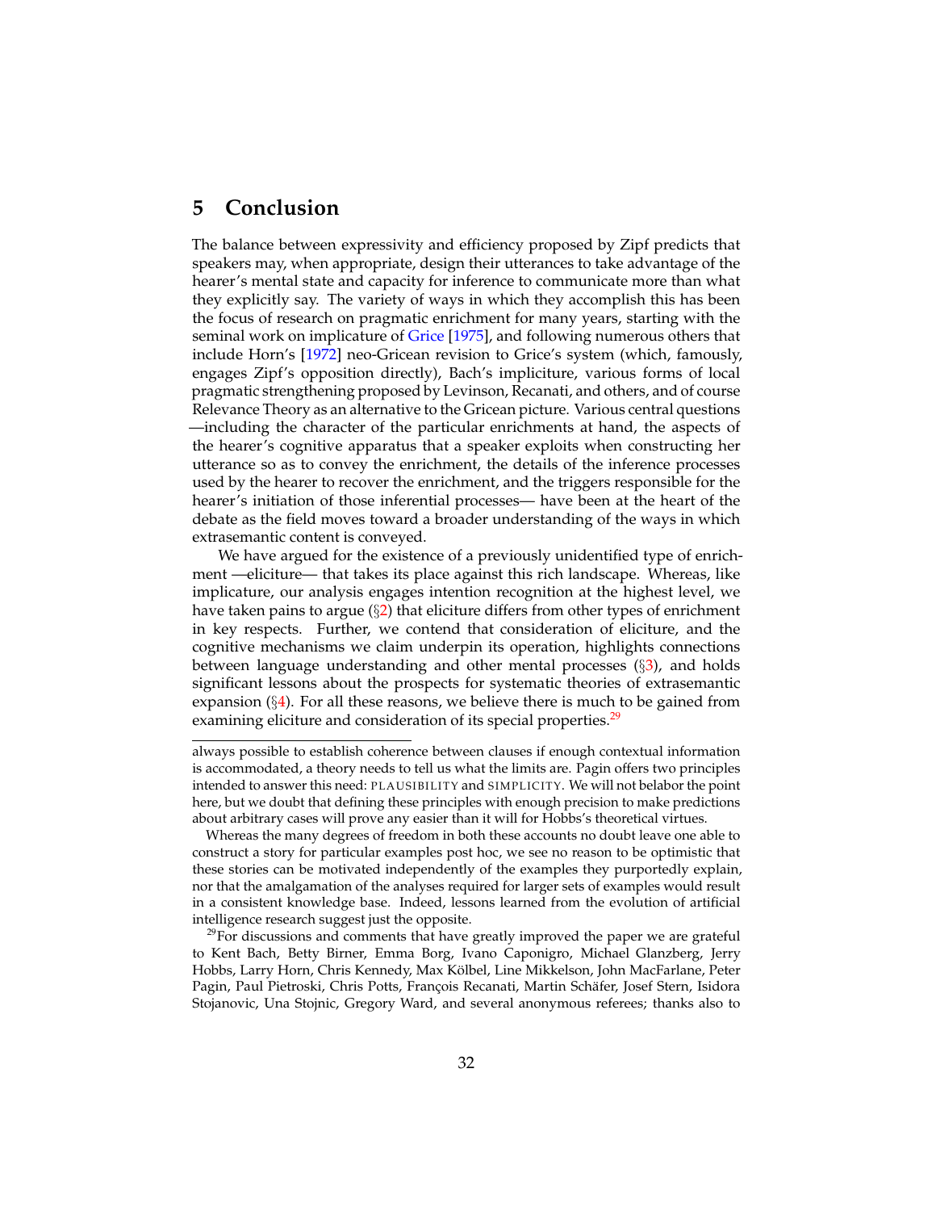## 5 Conclusion

The balance between expressivity and efficiency proposed by Zipf predicts that speakers may, when appropriate, design their utterances to take advantage of the hearer's mental state and capacity for inference to communicate more than what they explicitly say. The variety of ways in which they accomplish this has been the focus of research on pragmatic enrichment for many years, starting with the seminal work on implicature of Grice [1975], and following numerous others that include Horn's [1972] neo-Gricean revision to Grice's system (which, famously, engages Zipf's opposition directly), Bach's impliciture, various forms of local pragmatic strengthening proposed by Levinson, Recanati, and others, and of course Relevance Theory as an alternative to the Gricean picture. Various central questions —including the character of the particular enrichments at hand, the aspects of the hearer's cognitive apparatus that a speaker exploits when constructing her utterance so as to convey the enrichment, the details of the inference processes used by the hearer to recover the enrichment, and the triggers responsible for the hearer's initiation of those inferential processes— have been at the heart of the debate as the field moves toward a broader understanding of the ways in which extrasemantic content is conveyed.

We have argued for the existence of a previously unidentified type of enrichment —eliciture— that takes its place against this rich landscape. Whereas, like implicature, our analysis engages intention recognition at the highest level, we have taken pains to argue (§2) that eliciture differs from other types of enrichment in key respects. Further, we contend that consideration of eliciture, and the cognitive mechanisms we claim underpin its operation, highlights connections between language understanding and other mental processes (§3), and holds significant lessons about the prospects for systematic theories of extrasemantic expansion (§4). For all these reasons, we believe there is much to be gained from examining eliciture and consideration of its special properties.[29]

---

always possible to establish coherence between clauses if enough contextual information is accommodated, a theory needs to tell us what the limits are. Pagin offers two principles intended to answer this need: PLAUSIBILITY and SIMPLICITY. We will not belabor the point here, but we doubt that defining these principles with enough precision to make predictions about arbitrary cases will prove any easier than it will for Hobbs's theoretical virtues.

Whereas the many degrees of freedom in both these accounts no doubt leave one able to construct a story for particular examples post hoc, we see no reason to be optimistic that these stories can be motivated independently of the examples they purportedly explain, nor that the amalgamation of the analyses required for larger sets of examples would result in a consistent knowledge base. Indeed, lessons learned from the evolution of artificial intelligence research suggest just the opposite.

[29]For discussions and comments that have greatly improved the paper we are grateful to Kent Bach, Betty Birner, Emma Borg, Ivano Caponigro, Michael Glanzberg, Jerry Hobbs, Larry Horn, Chris Kennedy, Max Kölbel, Line Mikkelson, John MacFarlane, Peter Pagin, Paul Pietroski, Chris Potts, François Recanati, Martin Schäfer, Josef Stern, Isidora Stojanovic, Una Stojnic, Gregory Ward, and several anonymous referees; thanks also to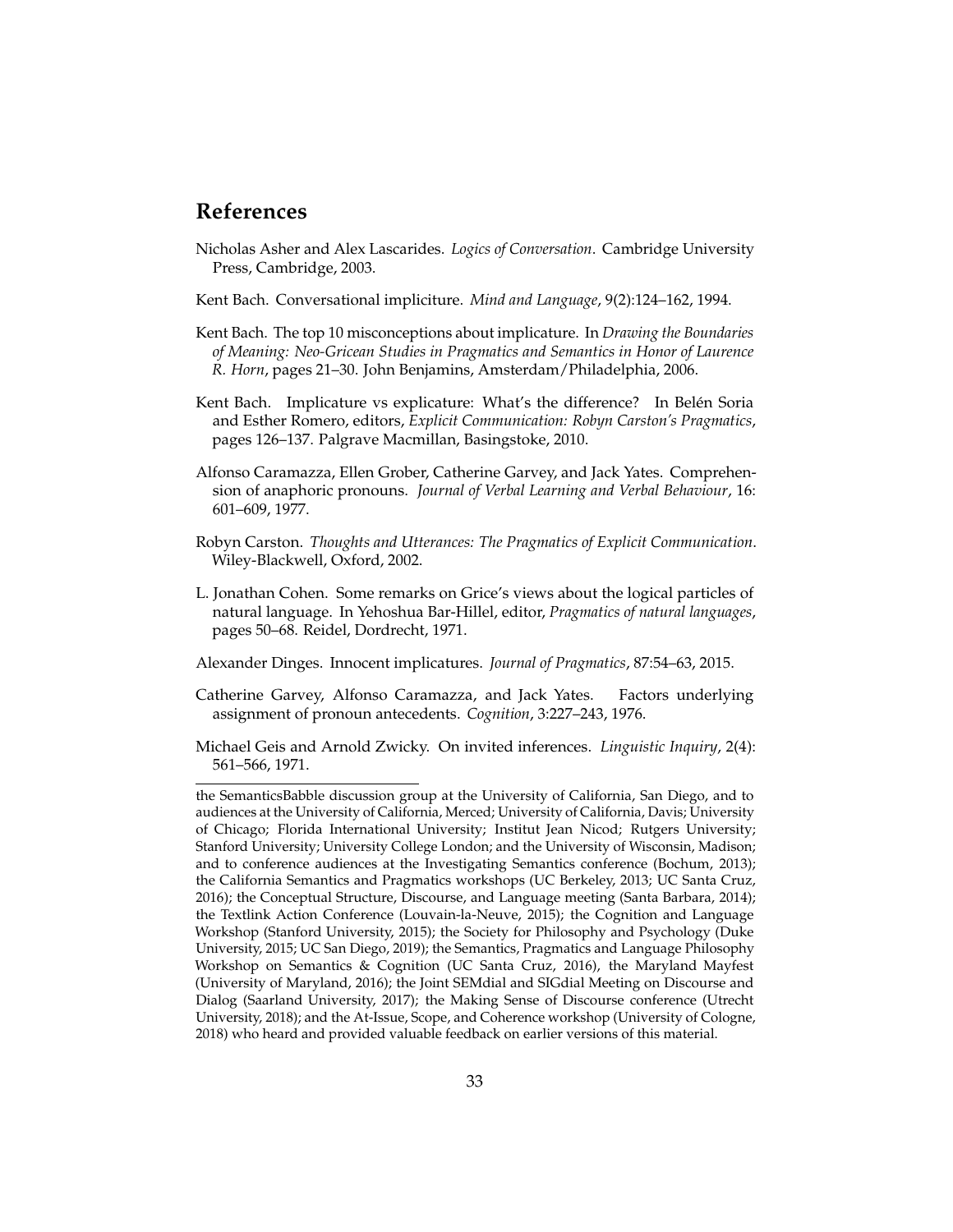## References

Nicholas Asher and Alex Lascarides. *Logics of Conversation*. Cambridge University Press, Cambridge, 2003.

Kent Bach. Conversational impliciture. *Mind and Language*, 9(2):124–162, 1994.

Kent Bach. The top 10 misconceptions about implicature. In *Drawing the Boundaries of Meaning: Neo-Gricean Studies in Pragmatics and Semantics in Honor of Laurence R. Horn*, pages 21–30. John Benjamins, Amsterdam/Philadelphia, 2006.

Kent Bach. Implicature vs explicature: What's the difference? In Belén Soria and Esther Romero, editors, *Explicit Communication: Robyn Carston's Pragmatics*, pages 126–137. Palgrave Macmillan, Basingstoke, 2010.

Alfonso Caramazza, Ellen Grober, Catherine Garvey, and Jack Yates. Comprehension of anaphoric pronouns. *Journal of Verbal Learning and Verbal Behaviour*, 16: 601–609, 1977.

Robyn Carston. *Thoughts and Utterances: The Pragmatics of Explicit Communication*. Wiley-Blackwell, Oxford, 2002.

L. Jonathan Cohen. Some remarks on Grice's views about the logical particles of natural language. In Yehoshua Bar-Hillel, editor, *Pragmatics of natural languages*, pages 50–68. Reidel, Dordrecht, 1971.

Alexander Dinges. Innocent implicatures. *Journal of Pragmatics*, 87:54–63, 2015.

Catherine Garvey, Alfonso Caramazza, and Jack Yates. Factors underlying assignment of pronoun antecedents. *Cognition*, 3:227–243, 1976.

Michael Geis and Arnold Zwicky. On invited inferences. *Linguistic Inquiry*, 2(4): 561–566, 1971.

---

the SemanticsBabble discussion group at the University of California, San Diego, and to audiences at the University of California, Merced; University of California, Davis; University of Chicago; Florida International University; Institut Jean Nicod; Rutgers University; Stanford University; University College London; and the University of Wisconsin, Madison; and to conference audiences at the Investigating Semantics conference (Bochum, 2013); the California Semantics and Pragmatics workshops (UC Berkeley, 2013; UC Santa Cruz, 2016); the Conceptual Structure, Discourse, and Language meeting (Santa Barbara, 2014); the Textlink Action Conference (Louvain-la-Neuve, 2015); the Cognition and Language Workshop (Stanford University, 2015); the Society for Philosophy and Psychology (Duke University, 2015; UC San Diego, 2019); the Semantics, Pragmatics and Language Philosophy Workshop on Semantics & Cognition (UC Santa Cruz, 2016), the Maryland Mayfest (University of Maryland, 2016); the Joint SEMdial and SIGdial Meeting on Discourse and Dialog (Saarland University, 2017); the Making Sense of Discourse conference (Utrecht University, 2018); and the At-Issue, Scope, and Coherence workshop (University of Cologne, 2018) who heard and provided valuable feedback on earlier versions of this material.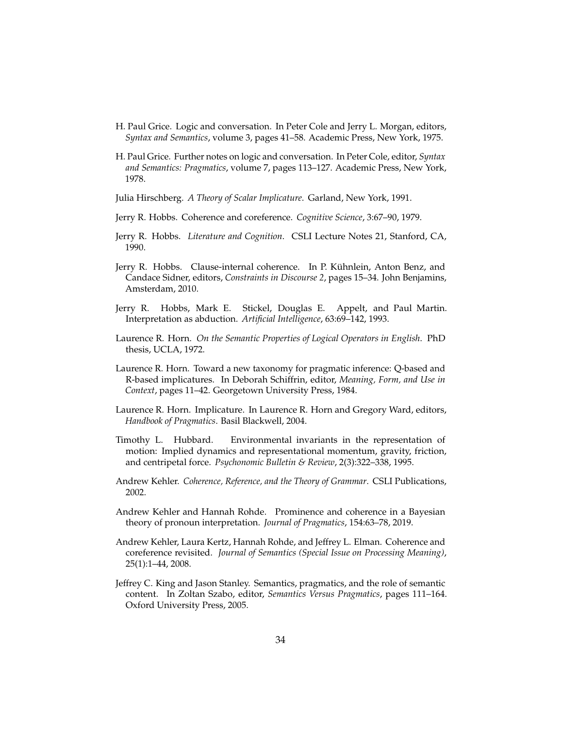H. Paul Grice. Logic and conversation. In Peter Cole and Jerry L. Morgan, editors, *Syntax and Semantics*, volume 3, pages 41–58. Academic Press, New York, 1975.

H. Paul Grice. Further notes on logic and conversation. In Peter Cole, editor, *Syntax and Semantics: Pragmatics*, volume 7, pages 113–127. Academic Press, New York, 1978.

Julia Hirschberg. *A Theory of Scalar Implicature*. Garland, New York, 1991.

Jerry R. Hobbs. Coherence and coreference. *Cognitive Science*, 3:67–90, 1979.

Jerry R. Hobbs. *Literature and Cognition*. CSLI Lecture Notes 21, Stanford, CA, 1990.

Jerry R. Hobbs. Clause-internal coherence. In P. Kühnlein, Anton Benz, and Candace Sidner, editors, *Constraints in Discourse 2*, pages 15–34. John Benjamins, Amsterdam, 2010.

Jerry R. Hobbs, Mark E. Stickel, Douglas E. Appelt, and Paul Martin. Interpretation as abduction. *Artificial Intelligence*, 63:69–142, 1993.

Laurence R. Horn. *On the Semantic Properties of Logical Operators in English*. PhD thesis, UCLA, 1972.

Laurence R. Horn. Toward a new taxonomy for pragmatic inference: Q-based and R-based implicatures. In Deborah Schiffrin, editor, *Meaning, Form, and Use in Context*, pages 11–42. Georgetown University Press, 1984.

Laurence R. Horn. Implicature. In Laurence R. Horn and Gregory Ward, editors, *Handbook of Pragmatics*. Basil Blackwell, 2004.

Timothy L. Hubbard. Environmental invariants in the representation of motion: Implied dynamics and representational momentum, gravity, friction, and centripetal force. *Psychonomic Bulletin & Review*, 2(3):322–338, 1995.

Andrew Kehler. *Coherence, Reference, and the Theory of Grammar*. CSLI Publications, 2002.

Andrew Kehler and Hannah Rohde. Prominence and coherence in a Bayesian theory of pronoun interpretation. *Journal of Pragmatics*, 154:63–78, 2019.

Andrew Kehler, Laura Kertz, Hannah Rohde, and Jeffrey L. Elman. Coherence and coreference revisited. *Journal of Semantics (Special Issue on Processing Meaning)*, 25(1):1–44, 2008.

Jeffrey C. King and Jason Stanley. Semantics, pragmatics, and the role of semantic content. In Zoltan Szabo, editor, *Semantics Versus Pragmatics*, pages 111–164. Oxford University Press, 2005.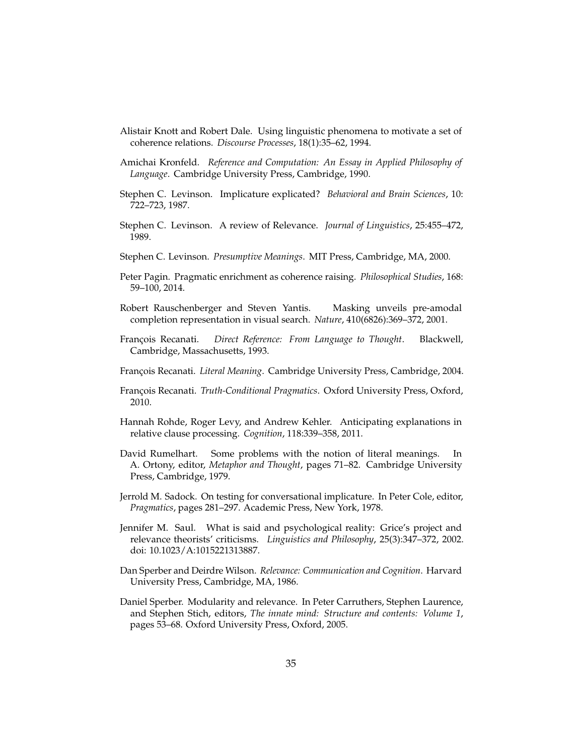Alistair Knott and Robert Dale. Using linguistic phenomena to motivate a set of coherence relations. *Discourse Processes*, 18(1):35–62, 1994.

Amichai Kronfeld. *Reference and Computation: An Essay in Applied Philosophy of Language*. Cambridge University Press, Cambridge, 1990.

Stephen C. Levinson. Implicature explicated? *Behavioral and Brain Sciences*, 10: 722–723, 1987.

Stephen C. Levinson. A review of Relevance. *Journal of Linguistics*, 25:455–472, 1989.

Stephen C. Levinson. *Presumptive Meanings*. MIT Press, Cambridge, MA, 2000.

Peter Pagin. Pragmatic enrichment as coherence raising. *Philosophical Studies*, 168: 59–100, 2014.

Robert Rauschenberger and Steven Yantis. Masking unveils pre-amodal completion representation in visual search. *Nature*, 410(6826):369–372, 2001.

François Recanati. *Direct Reference: From Language to Thought*. Blackwell, Cambridge, Massachusetts, 1993.

François Recanati. *Literal Meaning*. Cambridge University Press, Cambridge, 2004.

François Recanati. *Truth-Conditional Pragmatics*. Oxford University Press, Oxford, 2010.

Hannah Rohde, Roger Levy, and Andrew Kehler. Anticipating explanations in relative clause processing. *Cognition*, 118:339–358, 2011.

David Rumelhart. Some problems with the notion of literal meanings. In A. Ortony, editor, *Metaphor and Thought*, pages 71–82. Cambridge University Press, Cambridge, 1979.

Jerrold M. Sadock. On testing for conversational implicature. In Peter Cole, editor, *Pragmatics*, pages 281–297. Academic Press, New York, 1978.

Jennifer M. Saul. What is said and psychological reality: Grice's project and relevance theorists' criticisms. *Linguistics and Philosophy*, 25(3):347–372, 2002. doi: 10.1023/A:1015221313887.

Dan Sperber and Deirdre Wilson. *Relevance: Communication and Cognition*. Harvard University Press, Cambridge, MA, 1986.

Daniel Sperber. Modularity and relevance. In Peter Carruthers, Stephen Laurence, and Stephen Stich, editors, *The innate mind: Structure and contents: Volume 1*, pages 53–68. Oxford University Press, Oxford, 2005.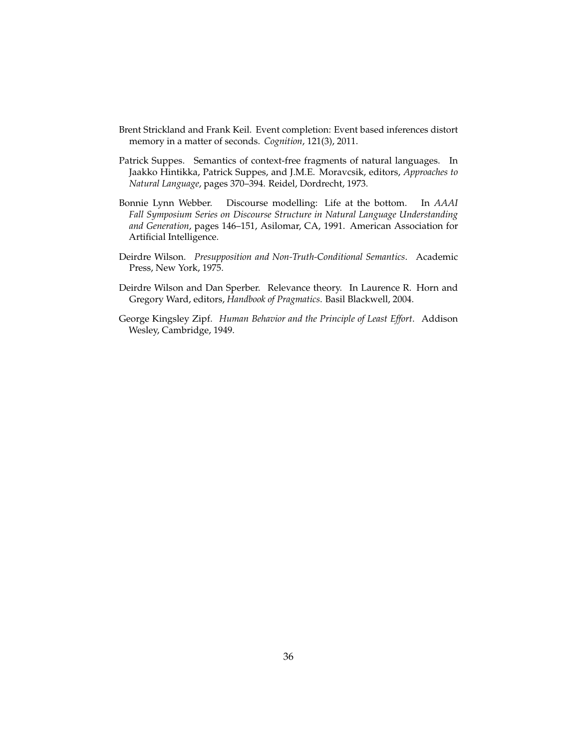Brent Strickland and Frank Keil. Event completion: Event based inferences distort memory in a matter of seconds. *Cognition*, 121(3), 2011.

Patrick Suppes. Semantics of context-free fragments of natural languages. In Jaakko Hintikka, Patrick Suppes, and J.M.E. Moravcsik, editors, *Approaches to Natural Language*, pages 370–394. Reidel, Dordrecht, 1973.

Bonnie Lynn Webber. Discourse modelling: Life at the bottom. In *AAAI Fall Symposium Series on Discourse Structure in Natural Language Understanding and Generation*, pages 146–151, Asilomar, CA, 1991. American Association for Artificial Intelligence.

Deirdre Wilson. *Presupposition and Non-Truth-Conditional Semantics*. Academic Press, New York, 1975.

Deirdre Wilson and Dan Sperber. Relevance theory. In Laurence R. Horn and Gregory Ward, editors, *Handbook of Pragmatics*. Basil Blackwell, 2004.

George Kingsley Zipf. *Human Behavior and the Principle of Least Effort*. Addison Wesley, Cambridge, 1949.